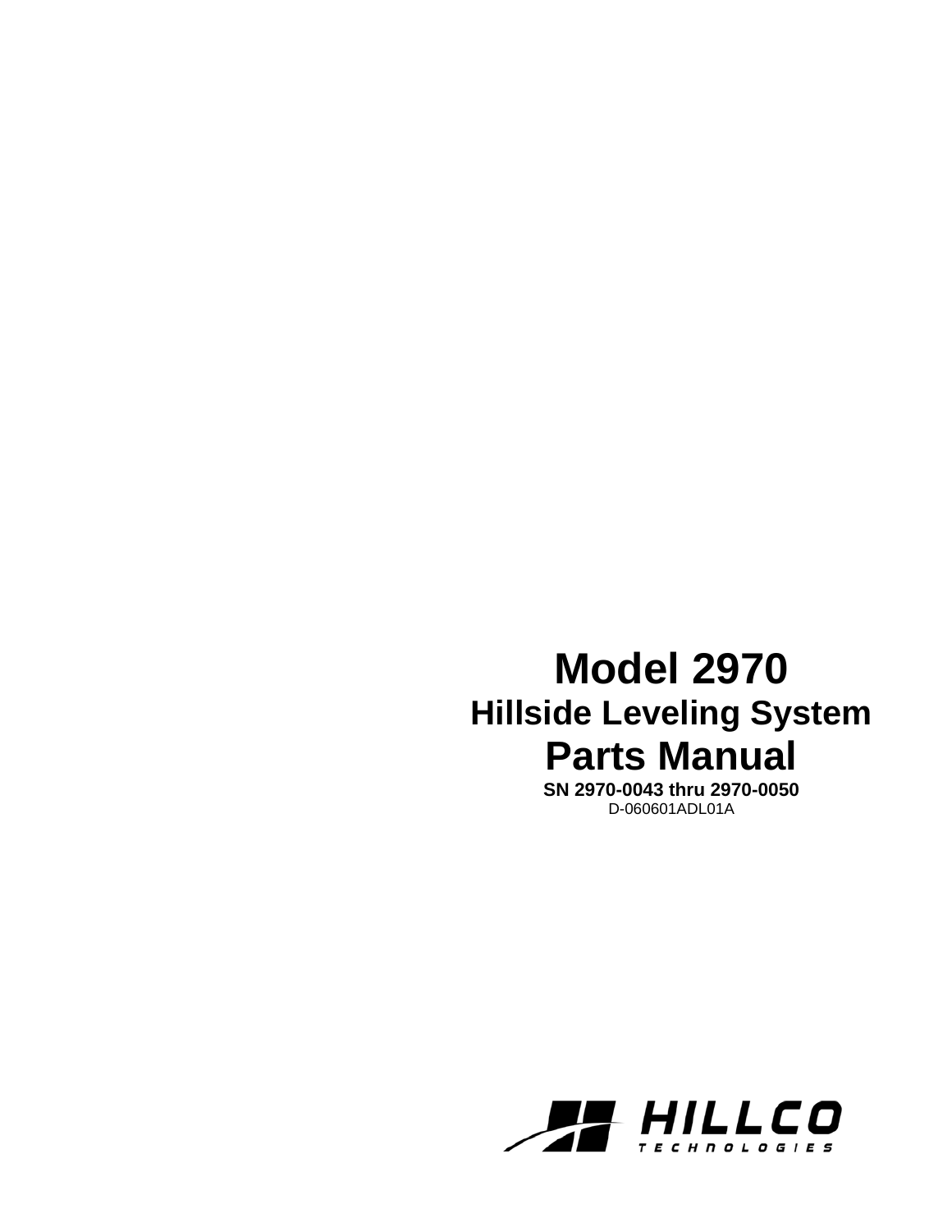# Model 2970

## Hillside Leveling System

# Parts Manual

**SN 2970-0043 thru 2970-0050**

D-060601ADL01A

HILLCO TECHNOLOGIES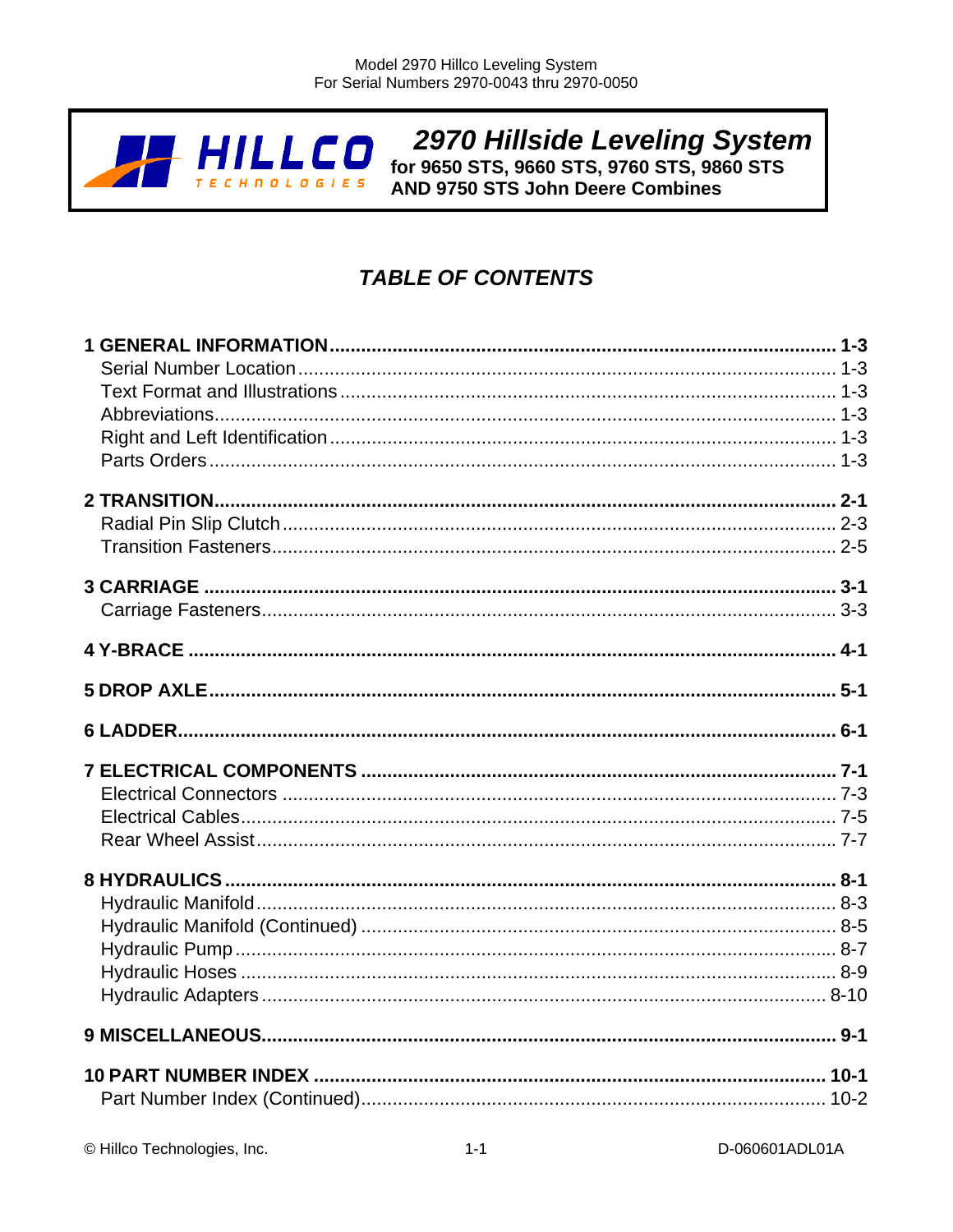# 2970 Hillside Leveling System

**for 9650 STS, 9660 STS, 9760 STS, 9860 STS AND 9750 STS John Deere Combines**

## *TABLE OF CONTENTS*

**1 GENERAL INFORMATION .......... 1-3**
- Serial Number Location .......... 1-3
- Text Format and Illustrations .......... 1-3
- Abbreviations .......... 1-3
- Right and Left Identification .......... 1-3
- Parts Orders .......... 1-3

**2 TRANSITION .......... 2-1**
- Radial Pin Slip Clutch .......... 2-3
- Transition Fasteners .......... 2-5

**3 CARRIAGE .......... 3-1**
- Carriage Fasteners .......... 3-3

**4 Y-BRACE .......... 4-1**

**5 DROP AXLE .......... 5-1**

**6 LADDER .......... 6-1**

**7 ELECTRICAL COMPONENTS .......... 7-1**
- Electrical Connectors .......... 7-3
- Electrical Cables .......... 7-5
- Rear Wheel Assist .......... 7-7

**8 HYDRAULICS .......... 8-1**
- Hydraulic Manifold .......... 8-3
- Hydraulic Manifold (Continued) .......... 8-5
- Hydraulic Pump .......... 8-7
- Hydraulic Hoses .......... 8-9
- Hydraulic Adapters .......... 8-10

**9 MISCELLANEOUS .......... 9-1**

**10 PART NUMBER INDEX .......... 10-1**
- Part Number Index (Continued) .......... 10-2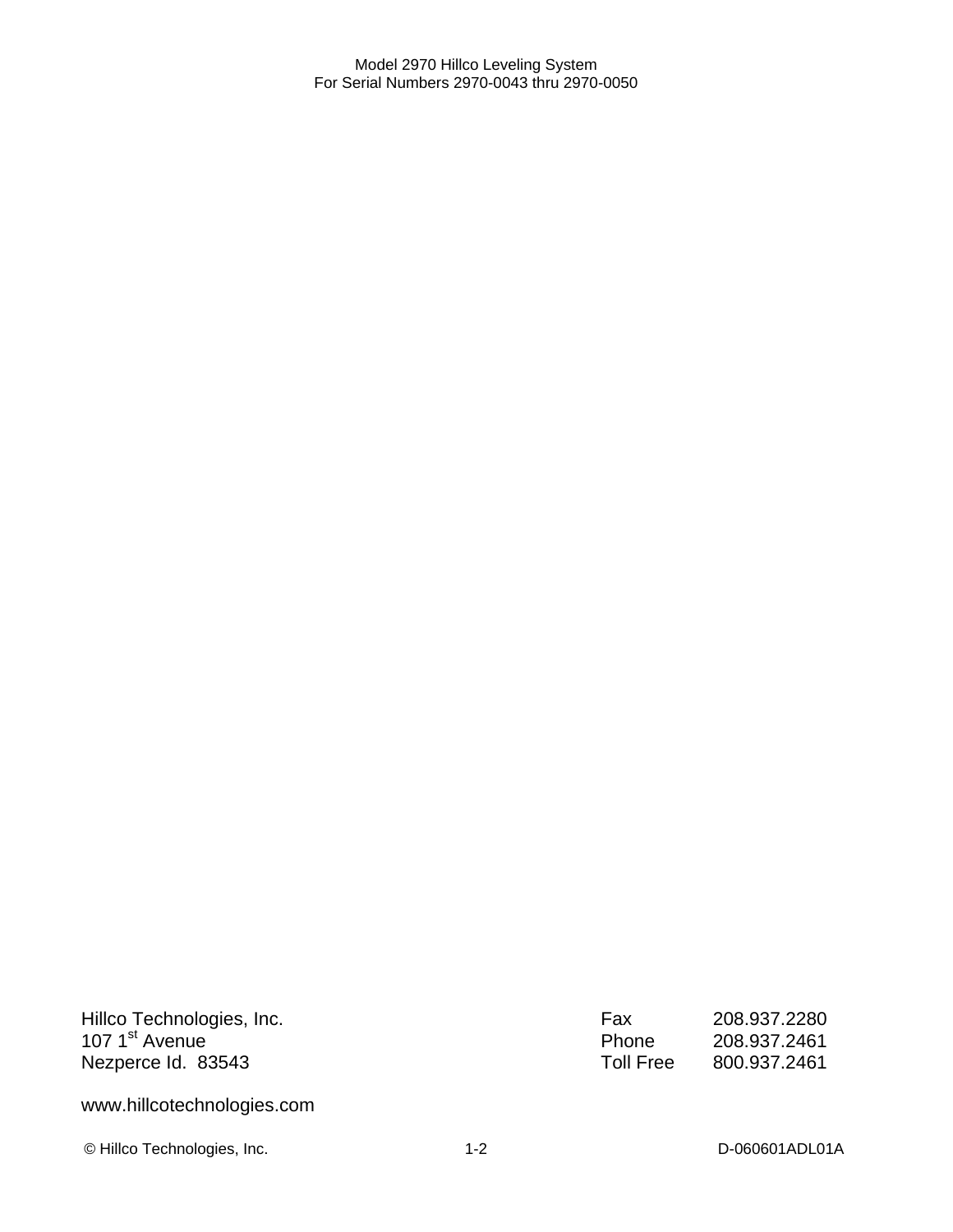Hillco Technologies, Inc.
107 1st Avenue
Nezperce Id.  83543

| | |
|---|---|
| Fax | 208.937.2280 |
| Phone | 208.937.2461 |
| Toll Free | 800.937.2461 |

www.hillcotechnologies.com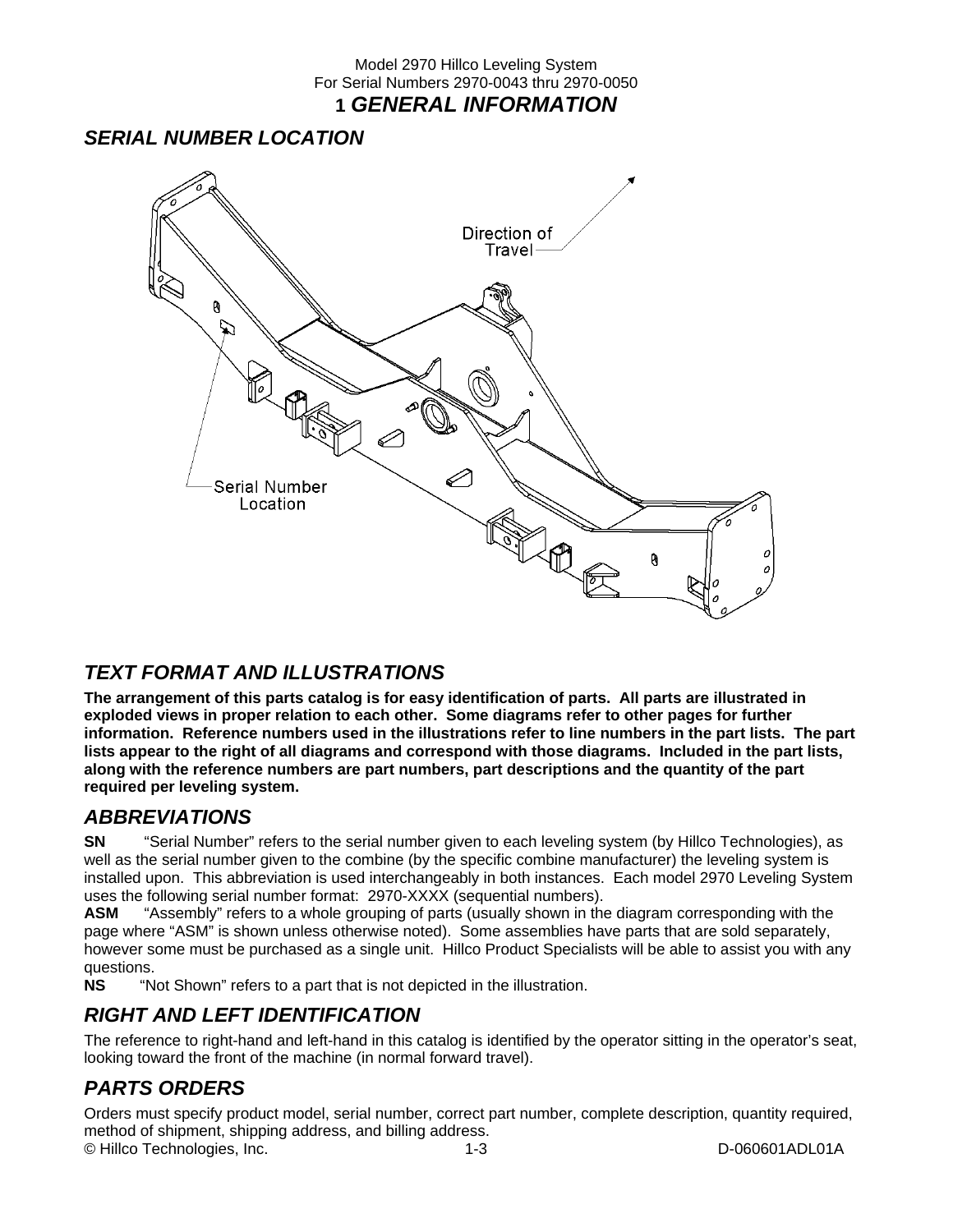# 1 GENERAL INFORMATION

## SERIAL NUMBER LOCATION

Direction of Travel

Serial Number Location

## TEXT FORMAT AND ILLUSTRATIONS

**The arrangement of this parts catalog is for easy identification of parts. All parts are illustrated in exploded views in proper relation to each other. Some diagrams refer to other pages for further information. Reference numbers used in the illustrations refer to line numbers in the part lists. The part lists appear to the right of all diagrams and correspond with those diagrams. Included in the part lists, along with the reference numbers are part numbers, part descriptions and the quantity of the part required per leveling system.**

## ABBREVIATIONS

**SN** "Serial Number" refers to the serial number given to each leveling system (by Hillco Technologies), as well as the serial number given to the combine (by the specific combine manufacturer) the leveling system is installed upon. This abbreviation is used interchangeably in both instances. Each model 2970 Leveling System uses the following serial number format: 2970-XXXX (sequential numbers).

**ASM** "Assembly" refers to a whole grouping of parts (usually shown in the diagram corresponding with the page where "ASM" is shown unless otherwise noted). Some assemblies have parts that are sold separately, however some must be purchased as a single unit. Hillco Product Specialists will be able to assist you with any questions.

**NS** "Not Shown" refers to a part that is not depicted in the illustration.

## RIGHT AND LEFT IDENTIFICATION

The reference to right-hand and left-hand in this catalog is identified by the operator sitting in the operator's seat, looking toward the front of the machine (in normal forward travel).

## PARTS ORDERS

Orders must specify product model, serial number, correct part number, complete description, quantity required, method of shipment, shipping address, and billing address.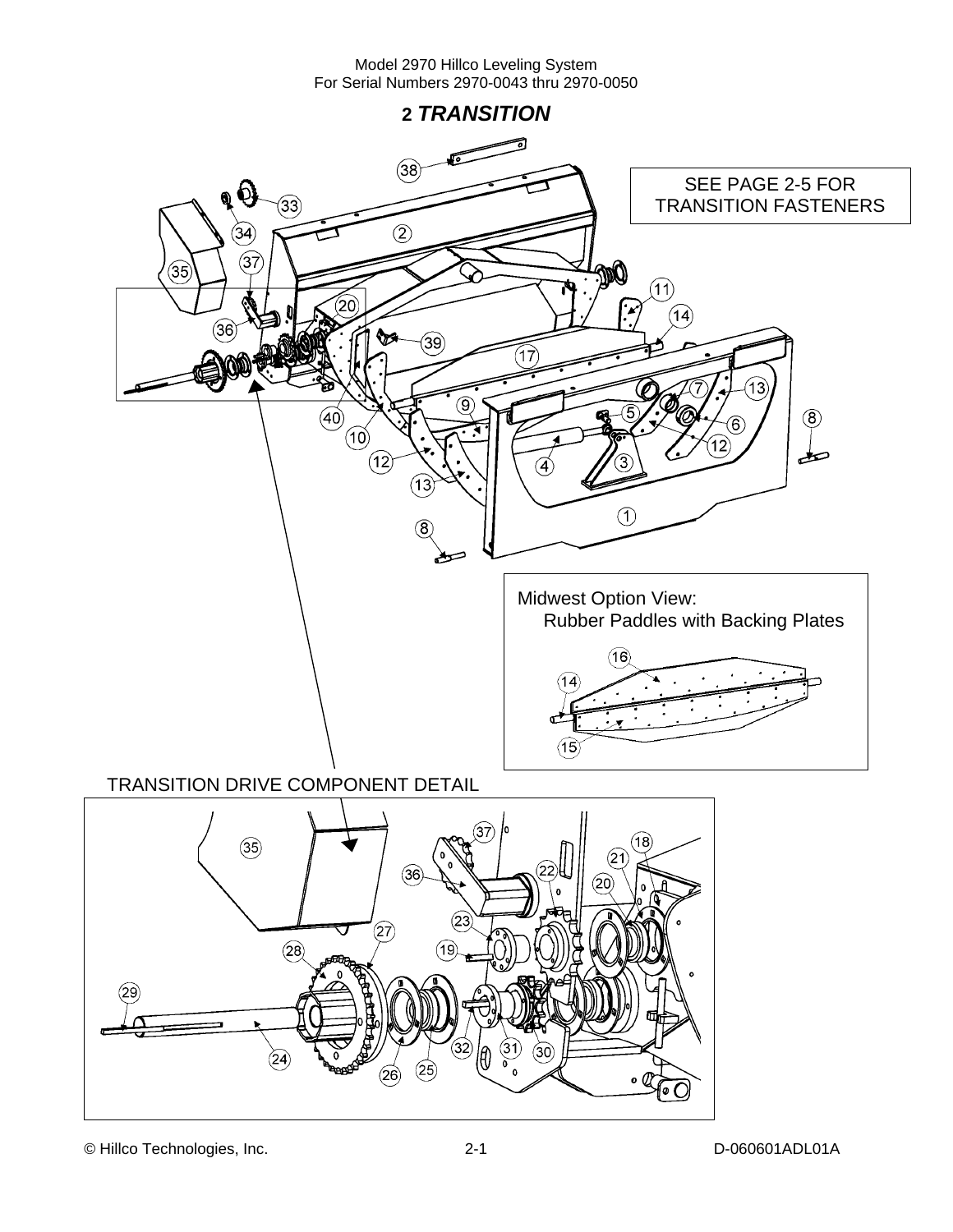## 2 *TRANSITION*

SEE PAGE 2-5 FOR TRANSITION FASTENERS

Midwest Option View:
Rubber Paddles with Backing Plates

TRANSITION DRIVE COMPONENT DETAIL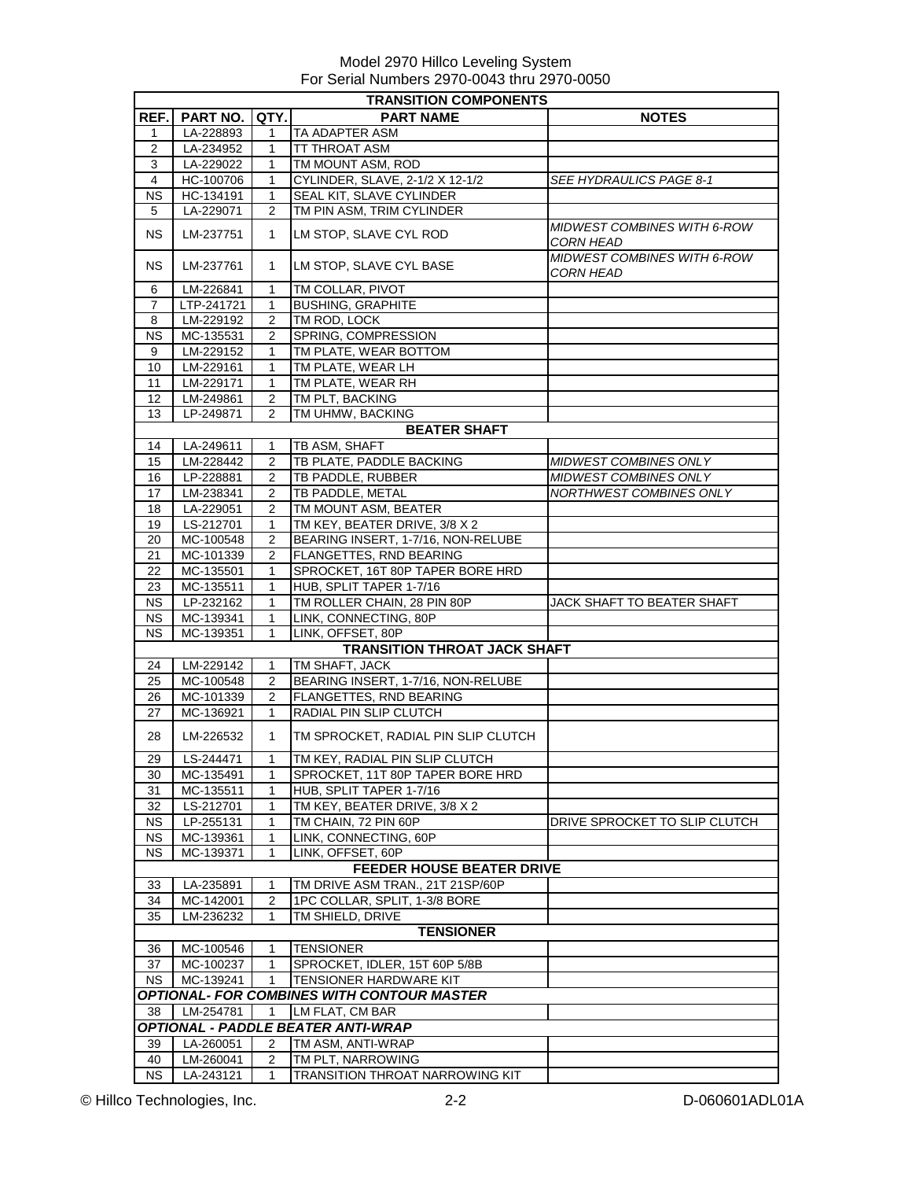Model 2970 Hillco Leveling System
For Serial Numbers 2970-0043 thru 2970-0050

| REF. | PART NO. | QTY. | PART NAME | NOTES |
|---|---|---|---|---|
| **TRANSITION COMPONENTS** | | | | |
| 1 | LA-228893 | 1 | TA ADAPTER ASM | |
| 2 | LA-234952 | 1 | TT THROAT ASM | |
| 3 | LA-229022 | 1 | TM MOUNT ASM, ROD | |
| 4 | HC-100706 | 1 | CYLINDER, SLAVE, 2-1/2 X 12-1/2 | *SEE HYDRAULICS PAGE 8-1* |
| NS | HC-134191 | 1 | SEAL KIT, SLAVE CYLINDER | |
| 5 | LA-229071 | 2 | TM PIN ASM, TRIM CYLINDER | |
| NS | LM-237751 | 1 | LM STOP, SLAVE CYL ROD | *MIDWEST COMBINES WITH 6-ROW CORN HEAD* |
| NS | LM-237761 | 1 | LM STOP, SLAVE CYL BASE | *MIDWEST COMBINES WITH 6-ROW CORN HEAD* |
| 6 | LM-226841 | 1 | TM COLLAR, PIVOT | |
| 7 | LTP-241721 | 1 | BUSHING, GRAPHITE | |
| 8 | LM-229192 | 2 | TM ROD, LOCK | |
| NS | MC-135531 | 2 | SPRING, COMPRESSION | |
| 9 | LM-229152 | 1 | TM PLATE, WEAR BOTTOM | |
| 10 | LM-229161 | 1 | TM PLATE, WEAR LH | |
| 11 | LM-229171 | 1 | TM PLATE, WEAR RH | |
| 12 | LM-249861 | 2 | TM PLT, BACKING | |
| 13 | LP-249871 | 2 | TM UHMW, BACKING | |
| **BEATER SHAFT** | | | | |
| 14 | LA-249611 | 1 | TB ASM, SHAFT | |
| 15 | LM-228442 | 2 | TB PLATE, PADDLE BACKING | *MIDWEST COMBINES ONLY* |
| 16 | LP-228881 | 2 | TB PADDLE, RUBBER | *MIDWEST COMBINES ONLY* |
| 17 | LM-238341 | 2 | TB PADDLE, METAL | *NORTHWEST COMBINES ONLY* |
| 18 | LA-229051 | 2 | TM MOUNT ASM, BEATER | |
| 19 | LS-212701 | 1 | TM KEY, BEATER DRIVE, 3/8 X 2 | |
| 20 | MC-100548 | 2 | BEARING INSERT, 1-7/16, NON-RELUBE | |
| 21 | MC-101339 | 2 | FLANGETTES, RND BEARING | |
| 22 | MC-135501 | 1 | SPROCKET, 16T 80P TAPER BORE HRD | |
| 23 | MC-135511 | 1 | HUB, SPLIT TAPER 1-7/16 | |
| NS | LP-232162 | 1 | TM ROLLER CHAIN, 28 PIN 80P | JACK SHAFT TO BEATER SHAFT |
| NS | MC-139341 | 1 | LINK, CONNECTING, 80P | |
| NS | MC-139351 | 1 | LINK, OFFSET, 80P | |
| **TRANSITION THROAT JACK SHAFT** | | | | |
| 24 | LM-229142 | 1 | TM SHAFT, JACK | |
| 25 | MC-100548 | 2 | BEARING INSERT, 1-7/16, NON-RELUBE | |
| 26 | MC-101339 | 2 | FLANGETTES, RND BEARING | |
| 27 | MC-136921 | 1 | RADIAL PIN SLIP CLUTCH | |
| 28 | LM-226532 | 1 | TM SPROCKET, RADIAL PIN SLIP CLUTCH | |
| 29 | LS-244471 | 1 | TM KEY, RADIAL PIN SLIP CLUTCH | |
| 30 | MC-135491 | 1 | SPROCKET, 11T 80P TAPER BORE HRD | |
| 31 | MC-135511 | 1 | HUB, SPLIT TAPER 1-7/16 | |
| 32 | LS-212701 | 1 | TM KEY, BEATER DRIVE, 3/8 X 2 | |
| NS | LP-255131 | 1 | TM CHAIN, 72 PIN 60P | DRIVE SPROCKET TO SLIP CLUTCH |
| NS | MC-139361 | 1 | LINK, CONNECTING, 60P | |
| NS | MC-139371 | 1 | LINK, OFFSET, 60P | |
| **FEEDER HOUSE BEATER DRIVE** | | | | |
| 33 | LA-235891 | 1 | TM DRIVE ASM TRAN., 21T 21SP/60P | |
| 34 | MC-142001 | 2 | 1PC COLLAR, SPLIT, 1-3/8 BORE | |
| 35 | LM-236232 | 1 | TM SHIELD, DRIVE | |
| **TENSIONER** | | | | |
| 36 | MC-100546 | 1 | TENSIONER | |
| 37 | MC-100237 | 1 | SPROCKET, IDLER, 15T 60P 5/8B | |
| NS | MC-139241 | 1 | TENSIONER HARDWARE KIT | |
| ***OPTIONAL- FOR COMBINES WITH CONTOUR MASTER*** | | | | |
| 38 | LM-254781 | 1 | LM FLAT, CM BAR | |
| ***OPTIONAL - PADDLE BEATER ANTI-WRAP*** | | | | |
| 39 | LA-260051 | 2 | TM ASM, ANTI-WRAP | |
| 40 | LM-260041 | 2 | TM PLT, NARROWING | |
| NS | LA-243121 | 1 | TRANSITION THROAT NARROWING KIT | |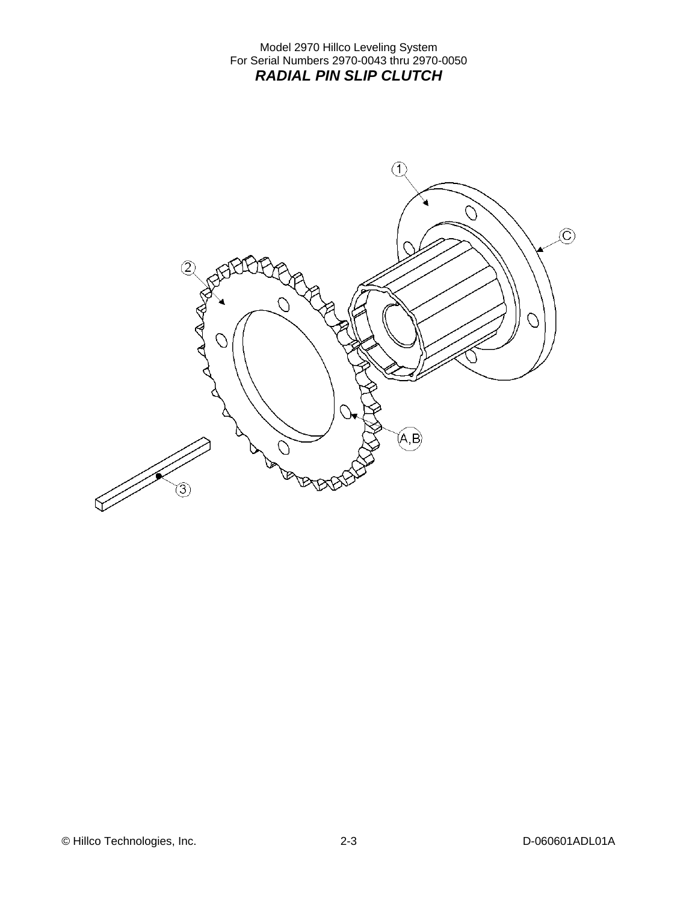Model 2970 Hillco Leveling System
For Serial Numbers 2970-0043 thru 2970-0050

## *RADIAL PIN SLIP CLUTCH*

1

C

2

A,B

3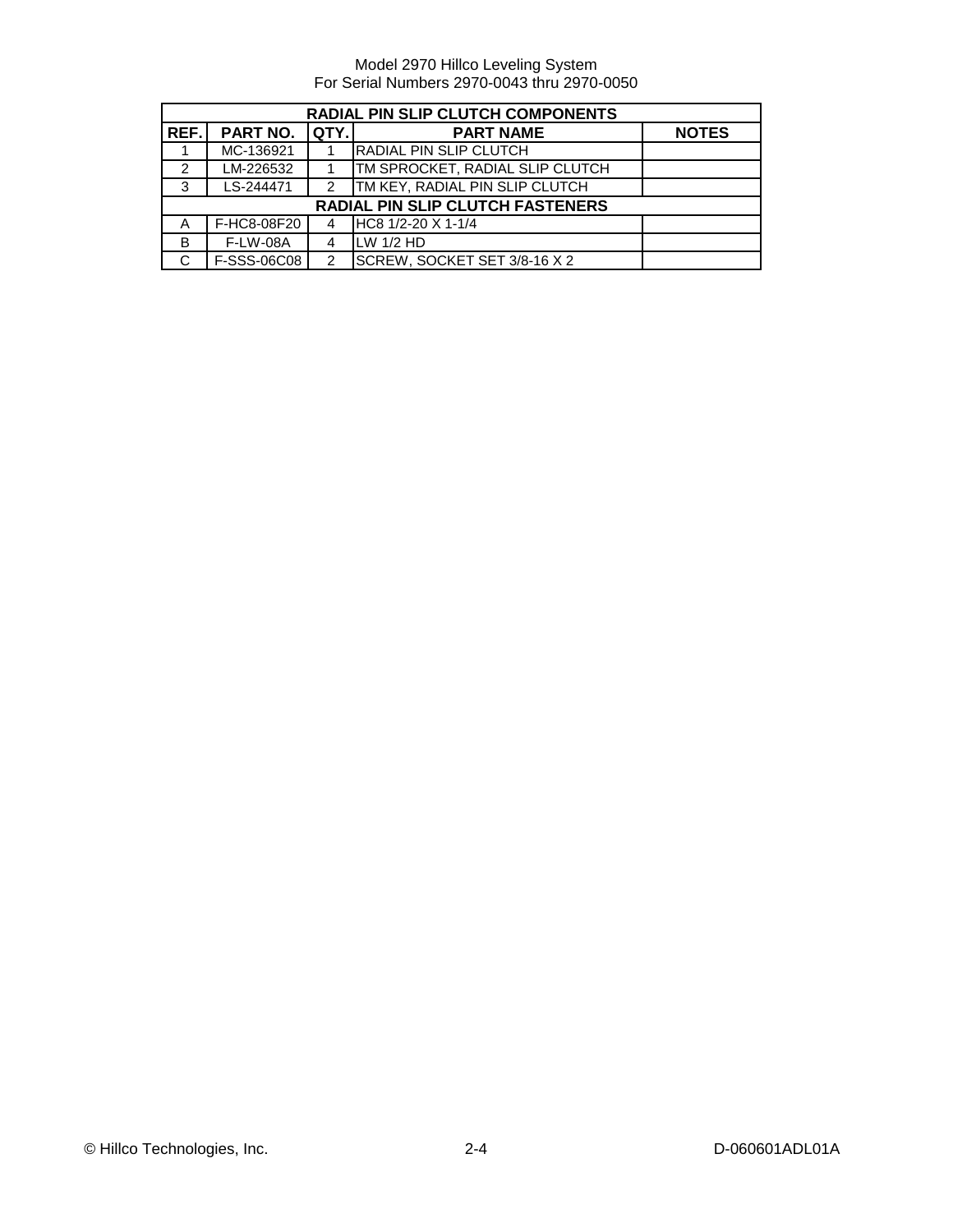| RADIAL PIN SLIP CLUTCH COMPONENTS | | | | |
|---|---|---|---|---|
| **REF.** | **PART NO.** | **QTY.** | **PART NAME** | **NOTES** |
| 1 | MC-136921 | 1 | RADIAL PIN SLIP CLUTCH | |
| 2 | LM-226532 | 1 | TM SPROCKET, RADIAL SLIP CLUTCH | |
| 3 | LS-244471 | 2 | TM KEY, RADIAL PIN SLIP CLUTCH | |
| **RADIAL PIN SLIP CLUTCH FASTENERS** | | | | |
| A | F-HC8-08F20 | 4 | HC8 1/2-20 X 1-1/4 | |
| B | F-LW-08A | 4 | LW 1/2 HD | |
| C | F-SSS-06C08 | 2 | SCREW, SOCKET SET 3/8-16 X 2 | |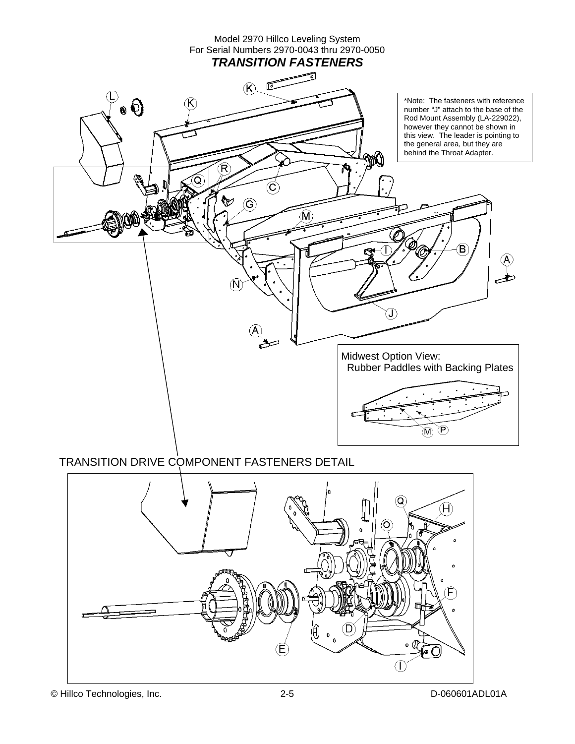Model 2970 Hillco Leveling System
For Serial Numbers 2970-0043 thru 2970-0050

## *TRANSITION FASTENERS*

*Note: The fasteners with reference number "J" attach to the base of the Rod Mount Assembly (LA-229022), however they cannot be shown in this view. The leader is pointing to the general area, but they are behind the Throat Adapter.

K K L R Q C G M I B A J N A

Midwest Option View:
Rubber Paddles with Backing Plates

M P

TRANSITION DRIVE COMPONENT FASTENERS DETAIL

Q H O F D E I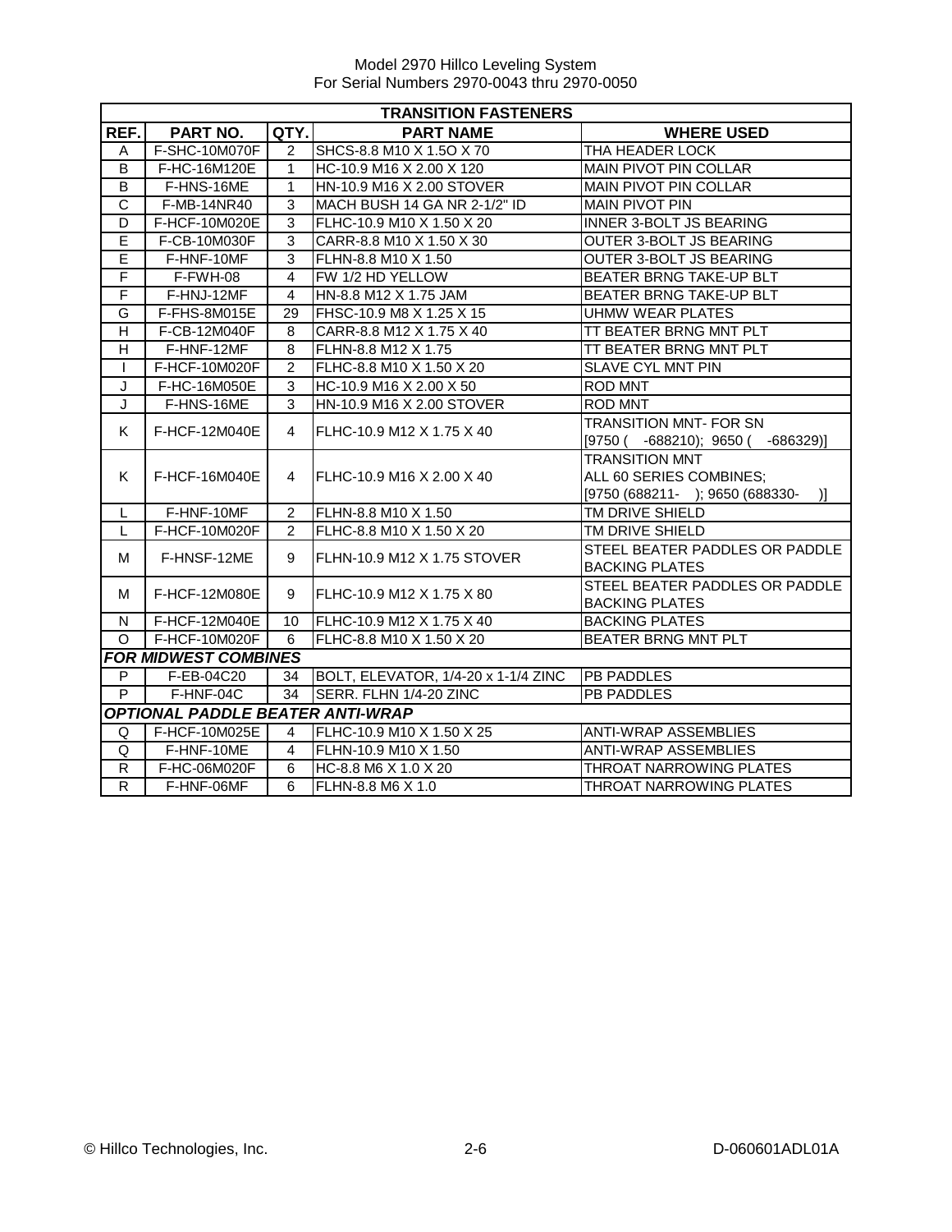Model 2970 Hillco Leveling System
For Serial Numbers 2970-0043 thru 2970-0050

| TRANSITION FASTENERS | | | | |
|---|---|---|---|---|
| **REF.** | **PART NO.** | **QTY.** | **PART NAME** | **WHERE USED** |
| A | F-SHC-10M070F | 2 | SHCS-8.8 M10 X 1.5O X 70 | THA HEADER LOCK |
| B | F-HC-16M120E | 1 | HC-10.9 M16 X 2.00 X 120 | MAIN PIVOT PIN COLLAR |
| B | F-HNS-16ME | 1 | HN-10.9 M16 X 2.00 STOVER | MAIN PIVOT PIN COLLAR |
| C | F-MB-14NR40 | 3 | MACH BUSH 14 GA NR 2-1/2" ID | MAIN PIVOT PIN |
| D | F-HCF-10M020E | 3 | FLHC-10.9 M10 X 1.50 X 20 | INNER 3-BOLT JS BEARING |
| E | F-CB-10M030F | 3 | CARR-8.8 M10 X 1.50 X 30 | OUTER 3-BOLT JS BEARING |
| E | F-HNF-10MF | 3 | FLHN-8.8 M10 X 1.50 | OUTER 3-BOLT JS BEARING |
| F | F-FWH-08 | 4 | FW 1/2 HD YELLOW | BEATER BRNG TAKE-UP BLT |
| F | F-HNJ-12MF | 4 | HN-8.8 M12 X 1.75 JAM | BEATER BRNG TAKE-UP BLT |
| G | F-FHS-8M015E | 29 | FHSC-10.9 M8 X 1.25 X 15 | UHMW WEAR PLATES |
| H | F-CB-12M040F | 8 | CARR-8.8 M12 X 1.75 X 40 | TT BEATER BRNG MNT PLT |
| H | F-HNF-12MF | 8 | FLHN-8.8 M12 X 1.75 | TT BEATER BRNG MNT PLT |
| I | F-HCF-10M020F | 2 | FLHC-8.8 M10 X 1.50 X 20 | SLAVE CYL MNT PIN |
| J | F-HC-16M050E | 3 | HC-10.9 M16 X 2.00 X 50 | ROD MNT |
| J | F-HNS-16ME | 3 | HN-10.9 M16 X 2.00 STOVER | ROD MNT |
| K | F-HCF-12M040E | 4 | FLHC-10.9 M12 X 1.75 X 40 | TRANSITION MNT- FOR SN [9750 ( -688210); 9650 ( -686329)] |
| K | F-HCF-16M040E | 4 | FLHC-10.9 M16 X 2.00 X 40 | TRANSITION MNT ALL 60 SERIES COMBINES; [9750 (688211- ); 9650 (688330- )] |
| L | F-HNF-10MF | 2 | FLHN-8.8 M10 X 1.50 | TM DRIVE SHIELD |
| L | F-HCF-10M020F | 2 | FLHC-8.8 M10 X 1.50 X 20 | TM DRIVE SHIELD |
| M | F-HNSF-12ME | 9 | FLHN-10.9 M12 X 1.75 STOVER | STEEL BEATER PADDLES OR PADDLE BACKING PLATES |
| M | F-HCF-12M080E | 9 | FLHC-10.9 M12 X 1.75 X 80 | STEEL BEATER PADDLES OR PADDLE BACKING PLATES |
| N | F-HCF-12M040E | 10 | FLHC-10.9 M12 X 1.75 X 40 | BACKING PLATES |
| O | F-HCF-10M020F | 6 | FLHC-8.8 M10 X 1.50 X 20 | BEATER BRNG MNT PLT |
| ***FOR MIDWEST COMBINES*** | | | | |
| P | F-EB-04C20 | 34 | BOLT, ELEVATOR, 1/4-20 x 1-1/4 ZINC | PB PADDLES |
| P | F-HNF-04C | 34 | SERR. FLHN 1/4-20 ZINC | PB PADDLES |
| ***OPTIONAL PADDLE BEATER ANTI-WRAP*** | | | | |
| Q | F-HCF-10M025E | 4 | FLHC-10.9 M10 X 1.50 X 25 | ANTI-WRAP ASSEMBLIES |
| Q | F-HNF-10ME | 4 | FLHN-10.9 M10 X 1.50 | ANTI-WRAP ASSEMBLIES |
| R | F-HC-06M020F | 6 | HC-8.8 M6 X 1.0 X 20 | THROAT NARROWING PLATES |
| R | F-HNF-06MF | 6 | FLHN-8.8 M6 X 1.0 | THROAT NARROWING PLATES |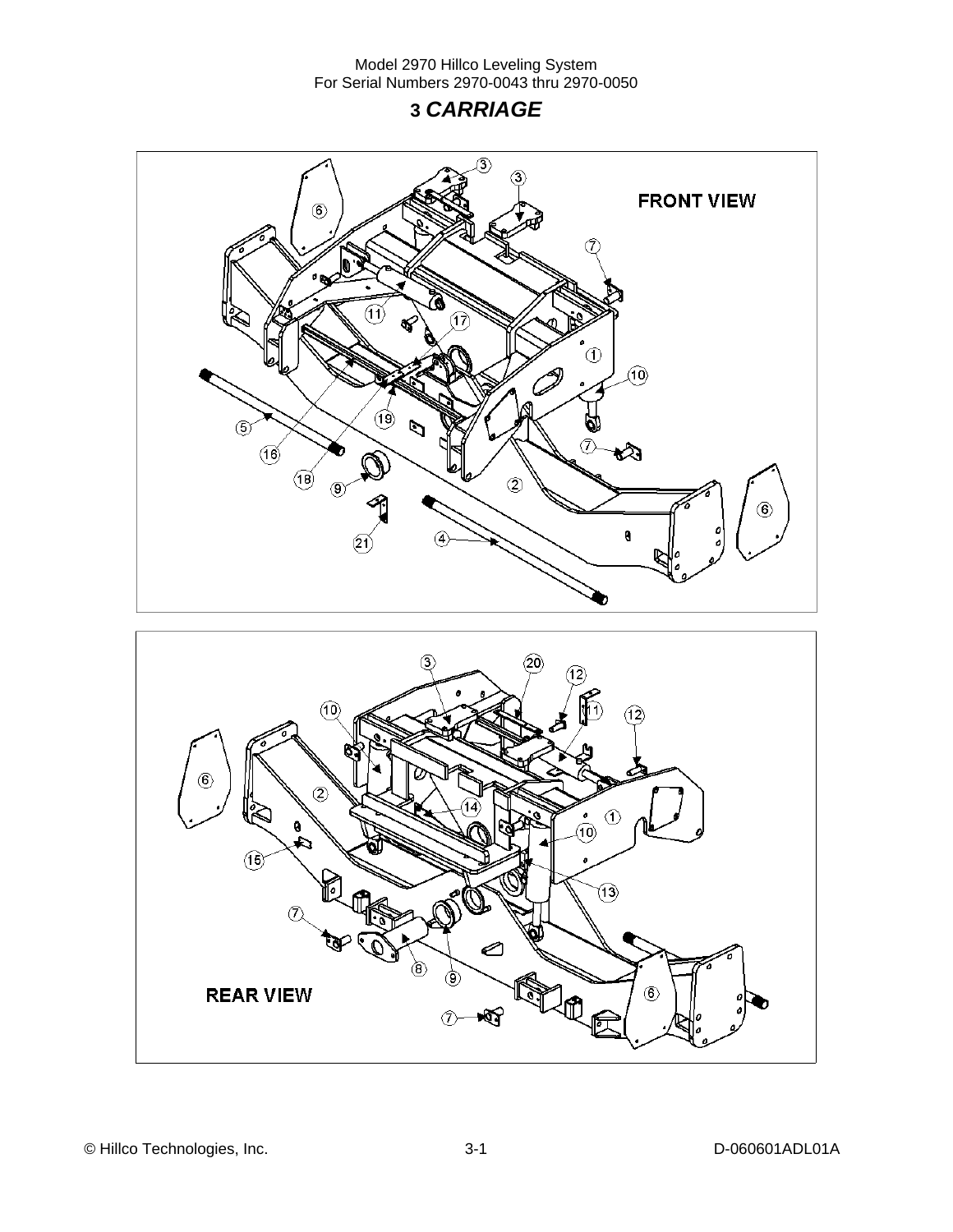# 3 *CARRIAGE*

FRONT VIEW

REAR VIEW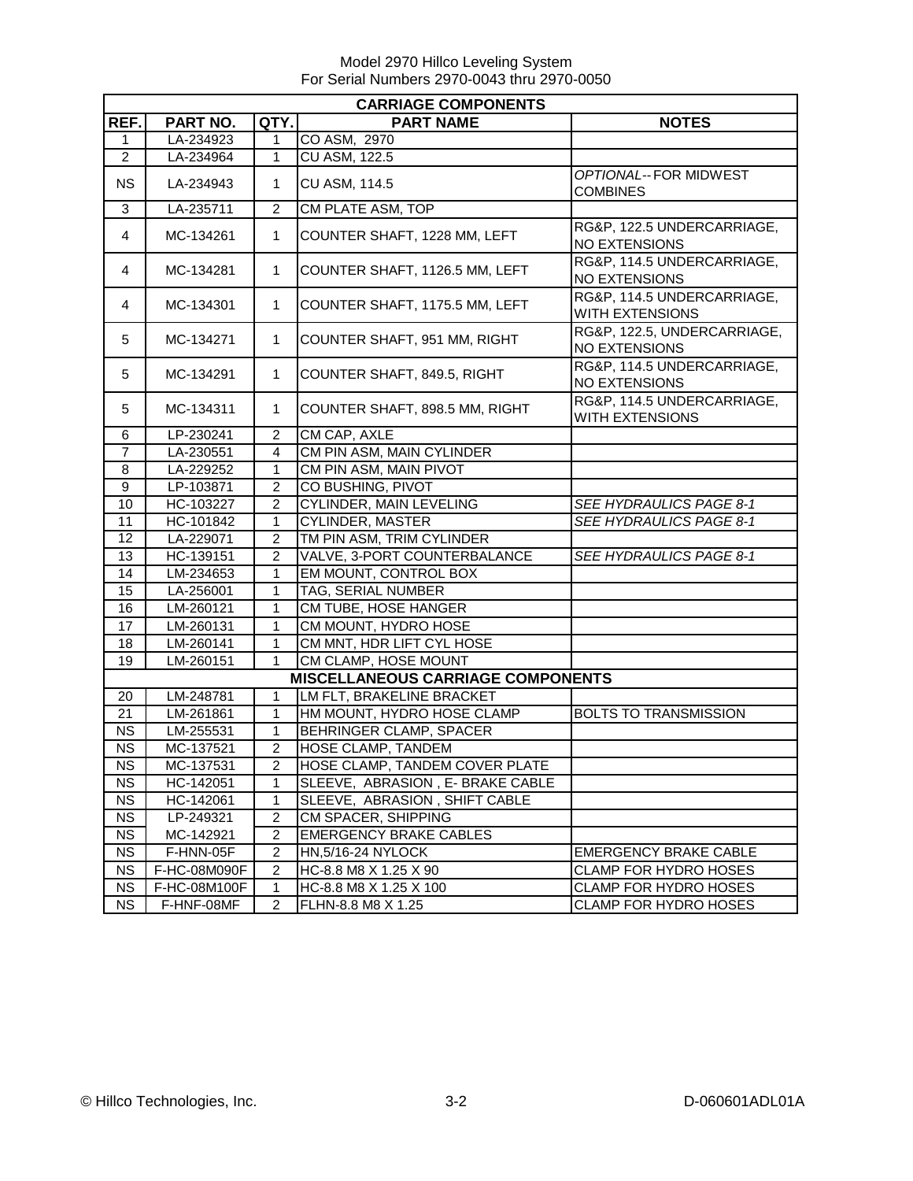Model 2970 Hillco Leveling System
For Serial Numbers 2970-0043 thru 2970-0050

| REF. | PART NO. | QTY. | PART NAME | NOTES |
|---|---|---|---|---|
| **CARRIAGE COMPONENTS** | | | | |
| 1 | LA-234923 | 1 | CO ASM, 2970 | |
| 2 | LA-234964 | 1 | CU ASM, 122.5 | |
| NS | LA-234943 | 1 | CU ASM, 114.5 | *OPTIONAL*-- FOR MIDWEST COMBINES |
| 3 | LA-235711 | 2 | CM PLATE ASM, TOP | |
| 4 | MC-134261 | 1 | COUNTER SHAFT, 1228 MM, LEFT | RG&P, 122.5 UNDERCARRIAGE, NO EXTENSIONS |
| 4 | MC-134281 | 1 | COUNTER SHAFT, 1126.5 MM, LEFT | RG&P, 114.5 UNDERCARRIAGE, NO EXTENSIONS |
| 4 | MC-134301 | 1 | COUNTER SHAFT, 1175.5 MM, LEFT | RG&P, 114.5 UNDERCARRIAGE, WITH EXTENSIONS |
| 5 | MC-134271 | 1 | COUNTER SHAFT, 951 MM, RIGHT | RG&P, 122.5, UNDERCARRIAGE, NO EXTENSIONS |
| 5 | MC-134291 | 1 | COUNTER SHAFT, 849.5, RIGHT | RG&P, 114.5 UNDERCARRIAGE, NO EXTENSIONS |
| 5 | MC-134311 | 1 | COUNTER SHAFT, 898.5 MM, RIGHT | RG&P, 114.5 UNDERCARRIAGE, WITH EXTENSIONS |
| 6 | LP-230241 | 2 | CM CAP, AXLE | |
| 7 | LA-230551 | 4 | CM PIN ASM, MAIN CYLINDER | |
| 8 | LA-229252 | 1 | CM PIN ASM, MAIN PIVOT | |
| 9 | LP-103871 | 2 | CO BUSHING, PIVOT | |
| 10 | HC-103227 | 2 | CYLINDER, MAIN LEVELING | *SEE HYDRAULICS PAGE 8-1* |
| 11 | HC-101842 | 1 | CYLINDER, MASTER | *SEE HYDRAULICS PAGE 8-1* |
| 12 | LA-229071 | 2 | TM PIN ASM, TRIM CYLINDER | |
| 13 | HC-139151 | 2 | VALVE, 3-PORT COUNTERBALANCE | *SEE HYDRAULICS PAGE 8-1* |
| 14 | LM-234653 | 1 | EM MOUNT, CONTROL BOX | |
| 15 | LA-256001 | 1 | TAG, SERIAL NUMBER | |
| 16 | LM-260121 | 1 | CM TUBE, HOSE HANGER | |
| 17 | LM-260131 | 1 | CM MOUNT, HYDRO HOSE | |
| 18 | LM-260141 | 1 | CM MNT, HDR LIFT CYL HOSE | |
| 19 | LM-260151 | 1 | CM CLAMP, HOSE MOUNT | |
| **MISCELLANEOUS CARRIAGE COMPONENTS** | | | | |
| 20 | LM-248781 | 1 | LM FLT, BRAKELINE BRACKET | |
| 21 | LM-261861 | 1 | HM MOUNT, HYDRO HOSE CLAMP | BOLTS TO TRANSMISSION |
| NS | LM-255531 | 1 | BEHRINGER CLAMP, SPACER | |
| NS | MC-137521 | 2 | HOSE CLAMP, TANDEM | |
| NS | MC-137531 | 2 | HOSE CLAMP, TANDEM COVER PLATE | |
| NS | HC-142051 | 1 | SLEEVE, ABRASION , E- BRAKE CABLE | |
| NS | HC-142061 | 1 | SLEEVE, ABRASION , SHIFT CABLE | |
| NS | LP-249321 | 2 | CM SPACER, SHIPPING | |
| NS | MC-142921 | 2 | EMERGENCY BRAKE CABLES | |
| NS | F-HNN-05F | 2 | HN,5/16-24 NYLOCK | EMERGENCY BRAKE CABLE |
| NS | F-HC-08M090F | 2 | HC-8.8 M8 X 1.25 X 90 | CLAMP FOR HYDRO HOSES |
| NS | F-HC-08M100F | 1 | HC-8.8 M8 X 1.25 X 100 | CLAMP FOR HYDRO HOSES |
| NS | F-HNF-08MF | 2 | FLHN-8.8 M8 X 1.25 | CLAMP FOR HYDRO HOSES |

© Hillco Technologies, Inc. 3-2 D-060601ADL01A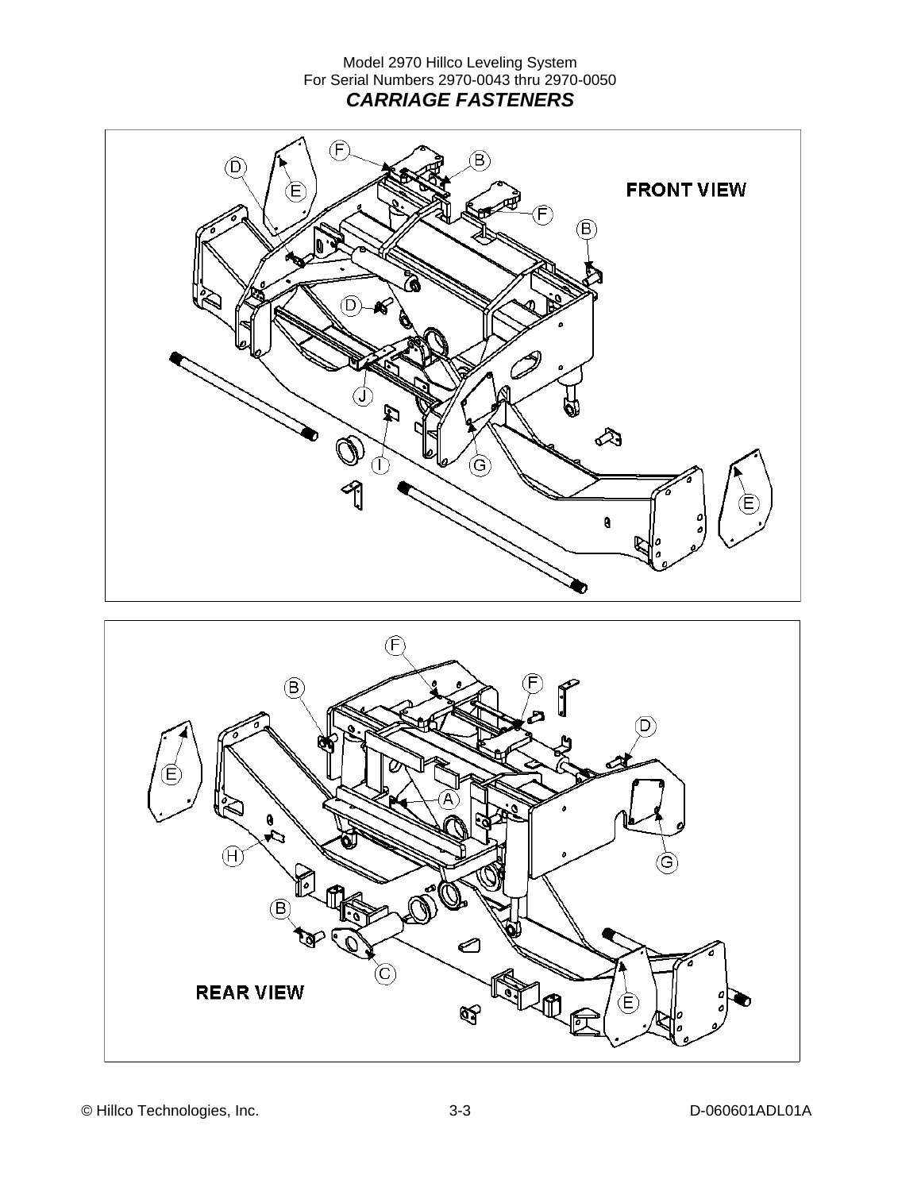Model 2970 Hillco Leveling System
For Serial Numbers 2970-0043 thru 2970-0050

## *CARRIAGE FASTENERS*

**FRONT VIEW**

F B D E F B D J I G E

**REAR VIEW**

F B F D E A G H B C E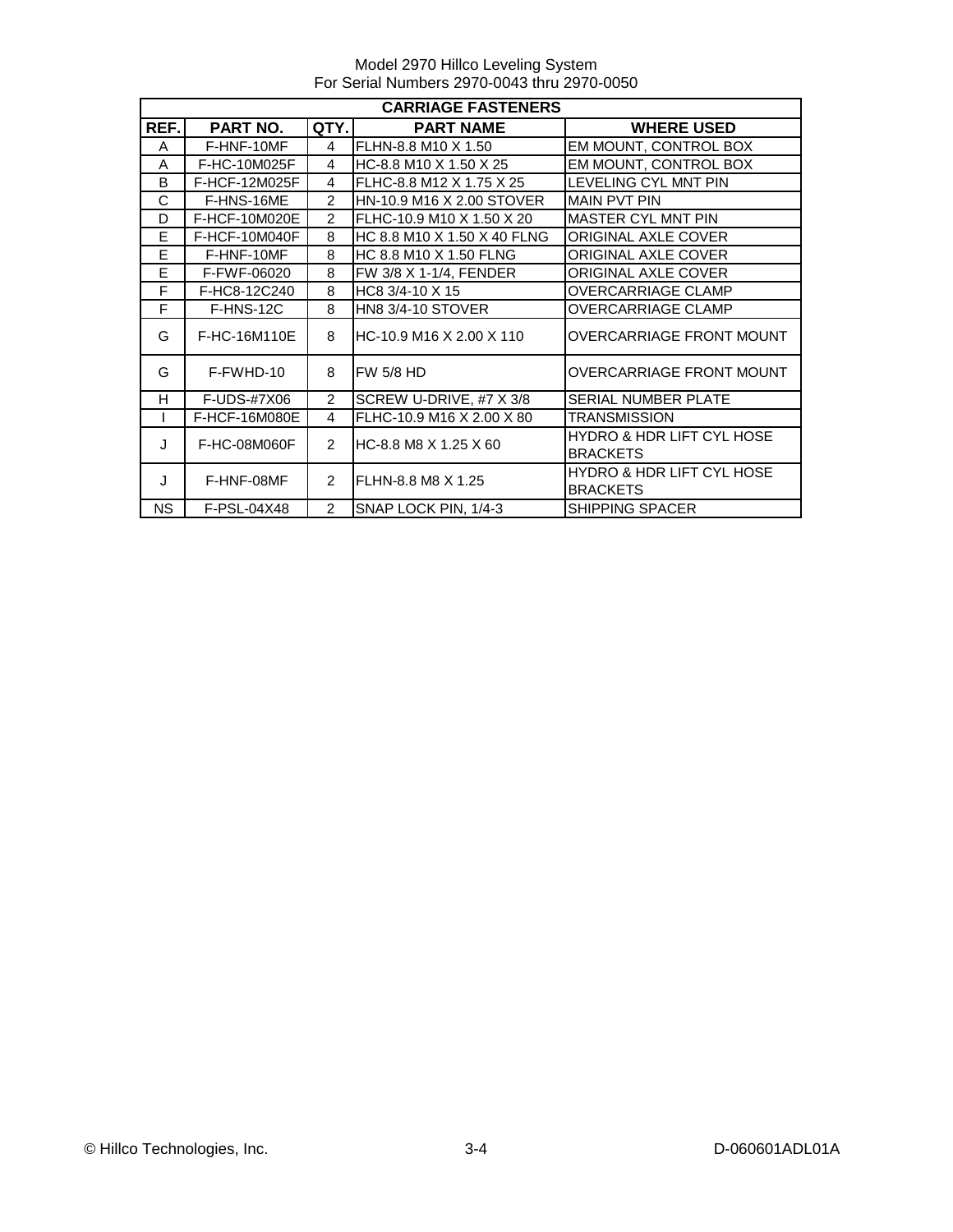Model 2970 Hillco Leveling System
For Serial Numbers 2970-0043 thru 2970-0050

| CARRIAGE FASTENERS | | | | |
|---|---|---|---|---|
| **REF.** | **PART NO.** | **QTY.** | **PART NAME** | **WHERE USED** |
| A | F-HNF-10MF | 4 | FLHN-8.8 M10 X 1.50 | EM MOUNT, CONTROL BOX |
| A | F-HC-10M025F | 4 | HC-8.8 M10 X 1.50 X 25 | EM MOUNT, CONTROL BOX |
| B | F-HCF-12M025F | 4 | FLHC-8.8 M12 X 1.75 X 25 | LEVELING CYL MNT PIN |
| C | F-HNS-16ME | 2 | HN-10.9 M16 X 2.00 STOVER | MAIN PVT PIN |
| D | F-HCF-10M020E | 2 | FLHC-10.9 M10 X 1.50 X 20 | MASTER CYL MNT PIN |
| E | F-HCF-10M040F | 8 | HC 8.8 M10 X 1.50 X 40 FLNG | ORIGINAL AXLE COVER |
| E | F-HNF-10MF | 8 | HC 8.8 M10 X 1.50 FLNG | ORIGINAL AXLE COVER |
| E | F-FWF-06020 | 8 | FW 3/8 X 1-1/4, FENDER | ORIGINAL AXLE COVER |
| F | F-HC8-12C240 | 8 | HC8 3/4-10 X 15 | OVERCARRIAGE CLAMP |
| F | F-HNS-12C | 8 | HN8 3/4-10 STOVER | OVERCARRIAGE CLAMP |
| G | F-HC-16M110E | 8 | HC-10.9 M16 X 2.00 X 110 | OVERCARRIAGE FRONT MOUNT |
| G | F-FWHD-10 | 8 | FW 5/8 HD | OVERCARRIAGE FRONT MOUNT |
| H | F-UDS-#7X06 | 2 | SCREW U-DRIVE, #7 X 3/8 | SERIAL NUMBER PLATE |
| I | F-HCF-16M080E | 4 | FLHC-10.9 M16 X 2.00 X 80 | TRANSMISSION |
| J | F-HC-08M060F | 2 | HC-8.8 M8 X 1.25 X 60 | HYDRO & HDR LIFT CYL HOSE BRACKETS |
| J | F-HNF-08MF | 2 | FLHN-8.8 M8 X 1.25 | HYDRO & HDR LIFT CYL HOSE BRACKETS |
| NS | F-PSL-04X48 | 2 | SNAP LOCK PIN, 1/4-3 | SHIPPING SPACER |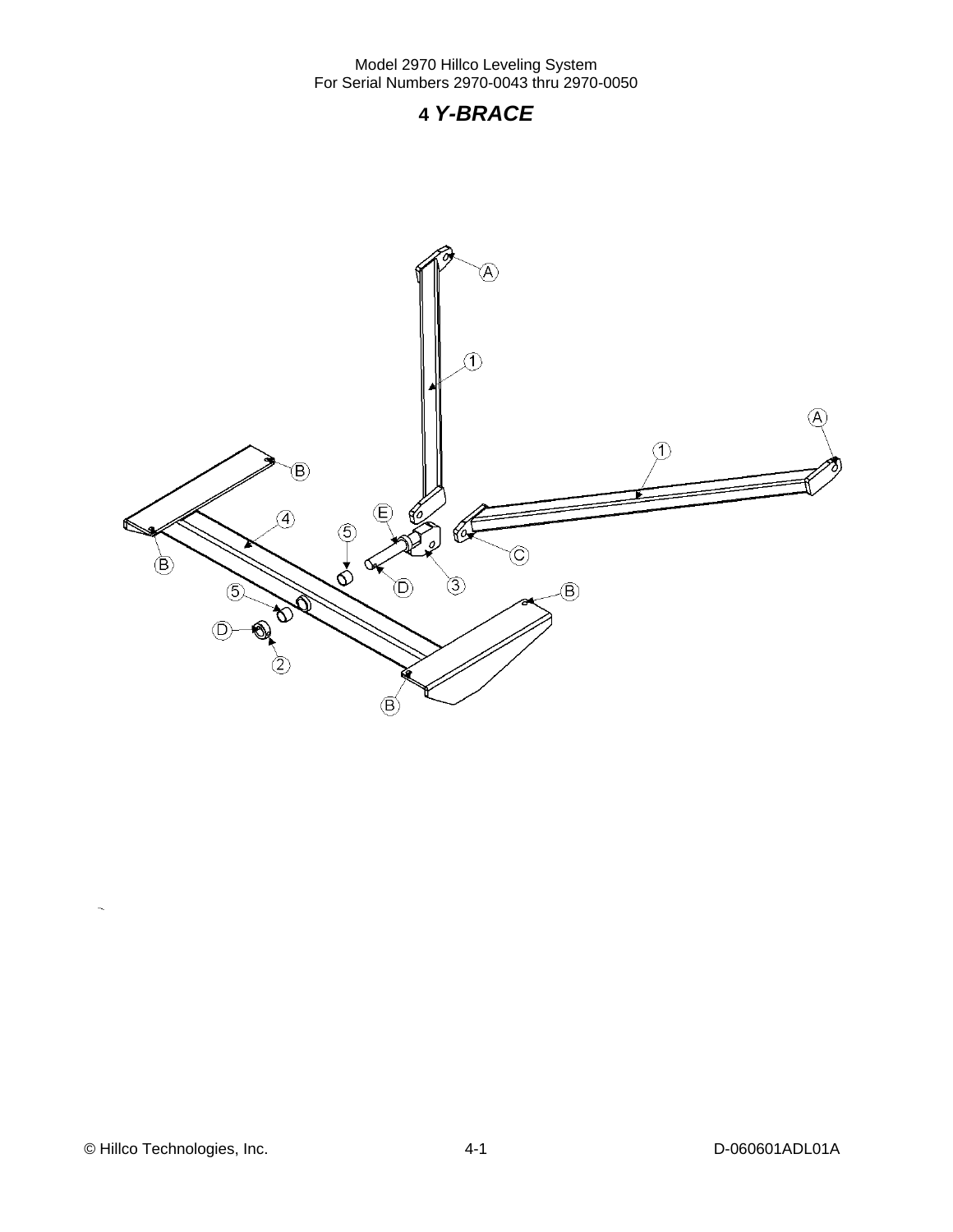# 4 *Y-BRACE*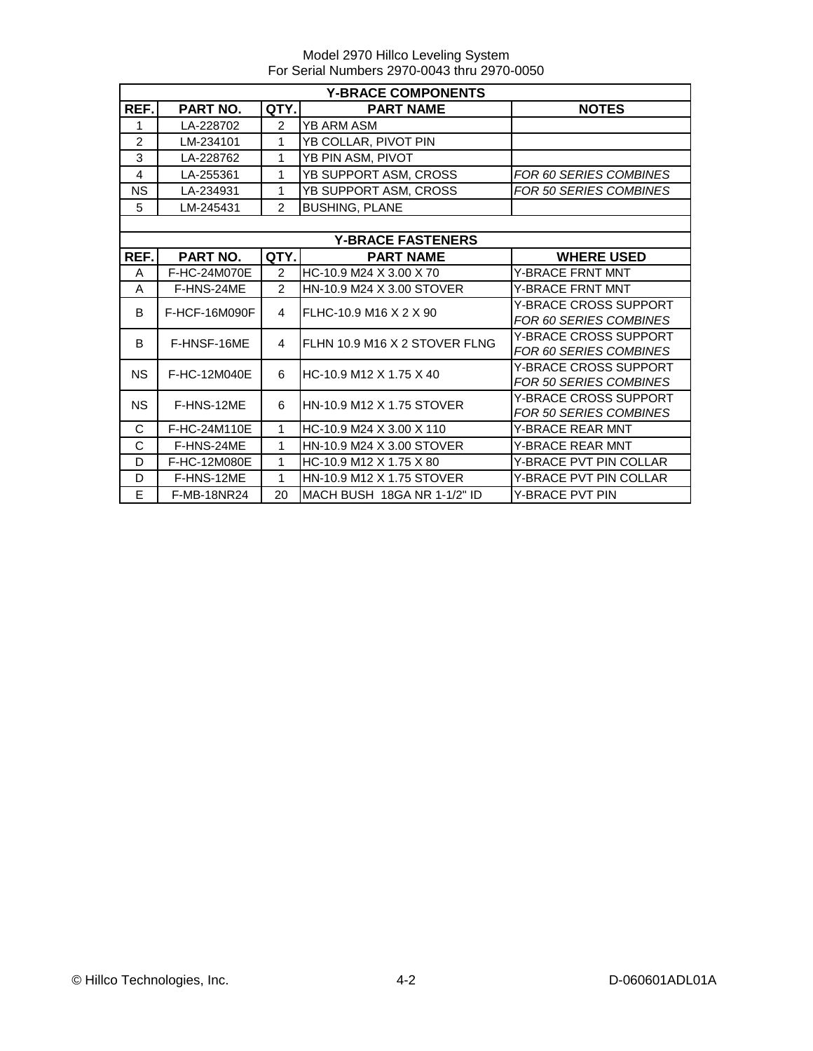Model 2970 Hillco Leveling System
For Serial Numbers 2970-0043 thru 2970-0050

## Y-BRACE COMPONENTS

| REF. | PART NO. | QTY. | PART NAME | NOTES |
|---|---|---|---|---|
| 1 | LA-228702 | 2 | YB ARM ASM | |
| 2 | LM-234101 | 1 | YB COLLAR, PIVOT PIN | |
| 3 | LA-228762 | 1 | YB PIN ASM, PIVOT | |
| 4 | LA-255361 | 1 | YB SUPPORT ASM, CROSS | *FOR 60 SERIES COMBINES* |
| NS | LA-234931 | 1 | YB SUPPORT ASM, CROSS | *FOR 50 SERIES COMBINES* |
| 5 | LM-245431 | 2 | BUSHING, PLANE | |

## Y-BRACE FASTENERS

| REF. | PART NO. | QTY. | PART NAME | WHERE USED |
|---|---|---|---|---|
| A | F-HC-24M070E | 2 | HC-10.9 M24 X 3.00 X 70 | Y-BRACE FRNT MNT |
| A | F-HNS-24ME | 2 | HN-10.9 M24 X 3.00 STOVER | Y-BRACE FRNT MNT |
| B | F-HCF-16M090F | 4 | FLHC-10.9 M16 X 2 X 90 | Y-BRACE CROSS SUPPORT *FOR 60 SERIES COMBINES* |
| B | F-HNSF-16ME | 4 | FLHN 10.9 M16 X 2 STOVER FLNG | Y-BRACE CROSS SUPPORT *FOR 60 SERIES COMBINES* |
| NS | F-HC-12M040E | 6 | HC-10.9 M12 X 1.75 X 40 | Y-BRACE CROSS SUPPORT *FOR 50 SERIES COMBINES* |
| NS | F-HNS-12ME | 6 | HN-10.9 M12 X 1.75 STOVER | Y-BRACE CROSS SUPPORT *FOR 50 SERIES COMBINES* |
| C | F-HC-24M110E | 1 | HC-10.9 M24 X 3.00 X 110 | Y-BRACE REAR MNT |
| C | F-HNS-24ME | 1 | HN-10.9 M24 X 3.00 STOVER | Y-BRACE REAR MNT |
| D | F-HC-12M080E | 1 | HC-10.9 M12 X 1.75 X 80 | Y-BRACE PVT PIN COLLAR |
| D | F-HNS-12ME | 1 | HN-10.9 M12 X 1.75 STOVER | Y-BRACE PVT PIN COLLAR |
| E | F-MB-18NR24 | 20 | MACH BUSH 18GA NR 1-1/2" ID | Y-BRACE PVT PIN |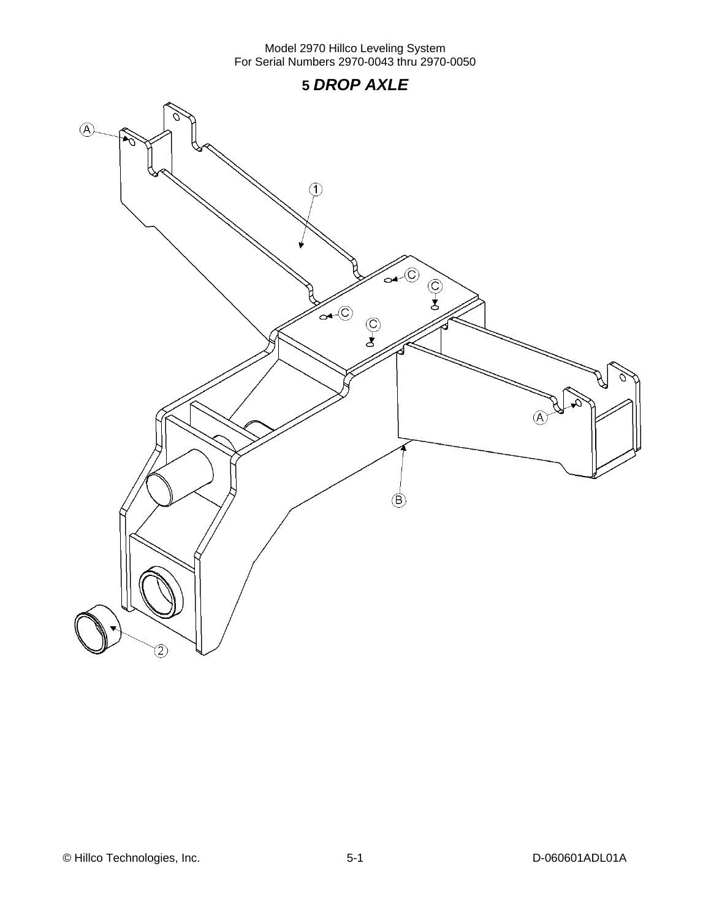# 5 *DROP AXLE*

A

1

C

C

C

C

A

B

2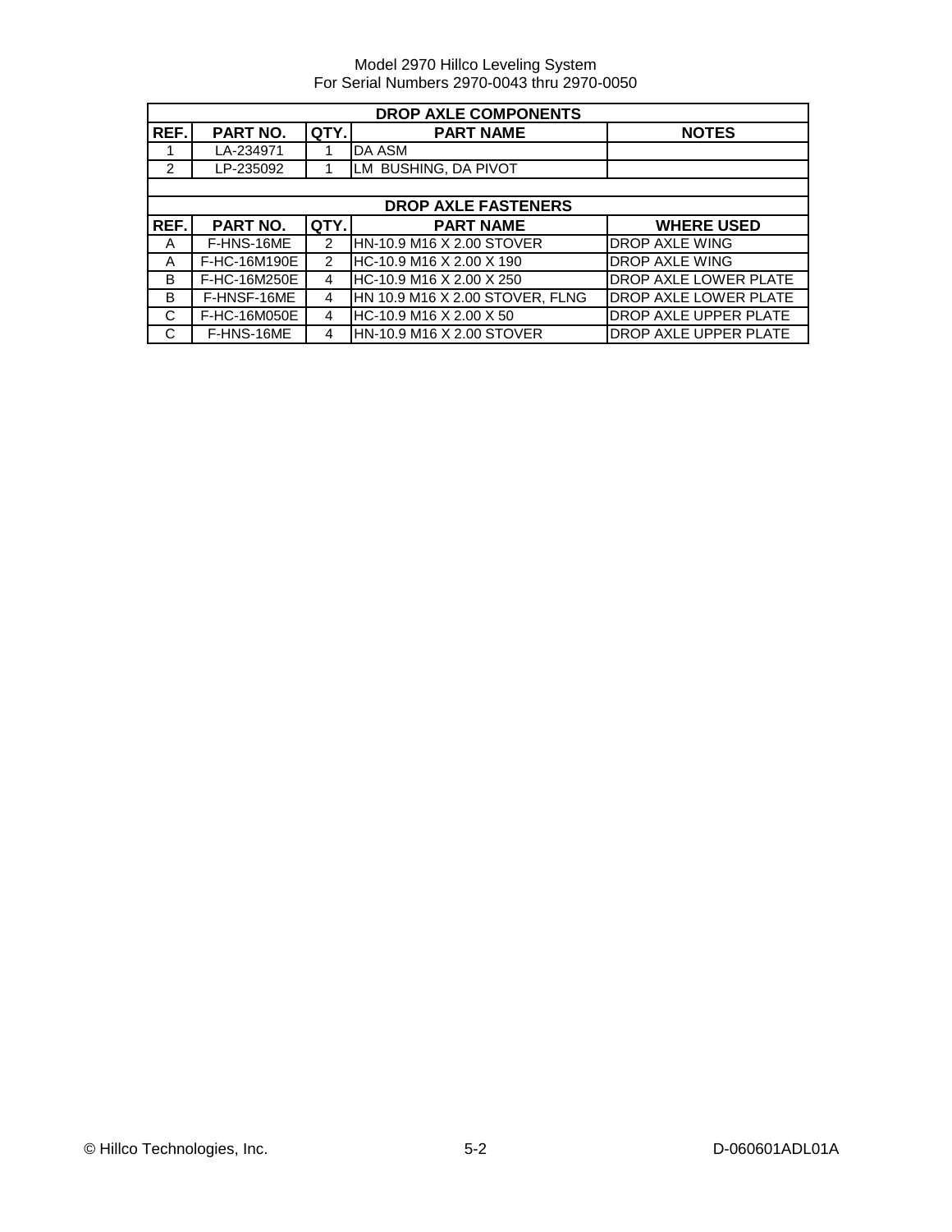Model 2970 Hillco Leveling System
For Serial Numbers 2970-0043 thru 2970-0050

| DROP AXLE COMPONENTS | | | | |
|---|---|---|---|---|
| REF. | PART NO. | QTY. | PART NAME | NOTES |
| 1 | LA-234971 | 1 | DA ASM | |
| 2 | LP-235092 | 1 | LM BUSHING, DA PIVOT | |

| DROP AXLE FASTENERS | | | | |
|---|---|---|---|---|
| REF. | PART NO. | QTY. | PART NAME | WHERE USED |
| A | F-HNS-16ME | 2 | HN-10.9 M16 X 2.00 STOVER | DROP AXLE WING |
| A | F-HC-16M190E | 2 | HC-10.9 M16 X 2.00 X 190 | DROP AXLE WING |
| B | F-HC-16M250E | 4 | HC-10.9 M16 X 2.00 X 250 | DROP AXLE LOWER PLATE |
| B | F-HNSF-16ME | 4 | HN 10.9 M16 X 2.00 STOVER, FLNG | DROP AXLE LOWER PLATE |
| C | F-HC-16M050E | 4 | HC-10.9 M16 X 2.00 X 50 | DROP AXLE UPPER PLATE |
| C | F-HNS-16ME | 4 | HN-10.9 M16 X 2.00 STOVER | DROP AXLE UPPER PLATE |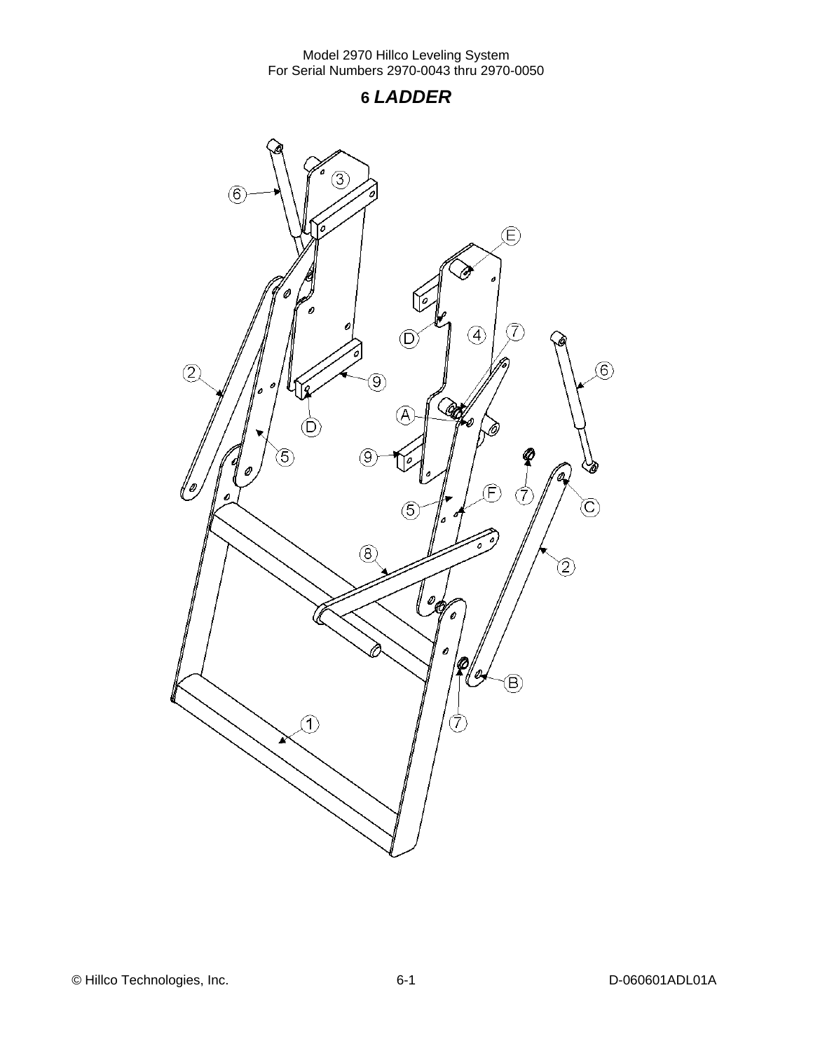# 6 *LADDER*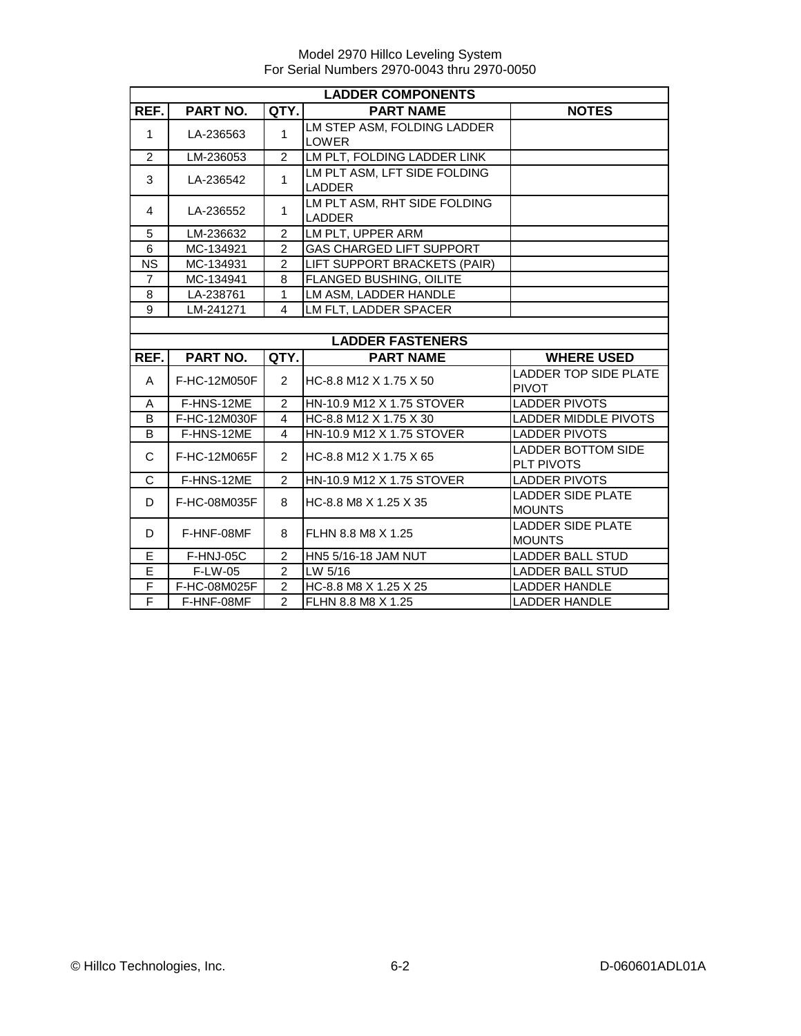Model 2970 Hillco Leveling System
For Serial Numbers 2970-0043 thru 2970-0050

| LADDER COMPONENTS | | | | |
|---|---|---|---|---|
| **REF.** | **PART NO.** | **QTY.** | **PART NAME** | **NOTES** |
| 1 | LA-236563 | 1 | LM STEP ASM, FOLDING LADDER LOWER | |
| 2 | LM-236053 | 2 | LM PLT, FOLDING LADDER LINK | |
| 3 | LA-236542 | 1 | LM PLT ASM, LFT SIDE FOLDING LADDER | |
| 4 | LA-236552 | 1 | LM PLT ASM, RHT SIDE FOLDING LADDER | |
| 5 | LM-236632 | 2 | LM PLT, UPPER ARM | |
| 6 | MC-134921 | 2 | GAS CHARGED LIFT SUPPORT | |
| NS | MC-134931 | 2 | LIFT SUPPORT BRACKETS (PAIR) | |
| 7 | MC-134941 | 8 | FLANGED BUSHING, OILITE | |
| 8 | LA-238761 | 1 | LM ASM, LADDER HANDLE | |
| 9 | LM-241271 | 4 | LM FLT, LADDER SPACER | |

| LADDER FASTENERS | | | | |
|---|---|---|---|---|
| **REF.** | **PART NO.** | **QTY.** | **PART NAME** | **WHERE USED** |
| A | F-HC-12M050F | 2 | HC-8.8 M12 X 1.75 X 50 | LADDER TOP SIDE PLATE PIVOT |
| A | F-HNS-12ME | 2 | HN-10.9 M12 X 1.75 STOVER | LADDER PIVOTS |
| B | F-HC-12M030F | 4 | HC-8.8 M12 X 1.75 X 30 | LADDER MIDDLE PIVOTS |
| B | F-HNS-12ME | 4 | HN-10.9 M12 X 1.75 STOVER | LADDER PIVOTS |
| C | F-HC-12M065F | 2 | HC-8.8 M12 X 1.75 X 65 | LADDER BOTTOM SIDE PLT PIVOTS |
| C | F-HNS-12ME | 2 | HN-10.9 M12 X 1.75 STOVER | LADDER PIVOTS |
| D | F-HC-08M035F | 8 | HC-8.8 M8 X 1.25 X 35 | LADDER SIDE PLATE MOUNTS |
| D | F-HNF-08MF | 8 | FLHN 8.8 M8 X 1.25 | LADDER SIDE PLATE MOUNTS |
| E | F-HNJ-05C | 2 | HN5 5/16-18 JAM NUT | LADDER BALL STUD |
| E | F-LW-05 | 2 | LW 5/16 | LADDER BALL STUD |
| F | F-HC-08M025F | 2 | HC-8.8 M8 X 1.25 X 25 | LADDER HANDLE |
| F | F-HNF-08MF | 2 | FLHN 8.8 M8 X 1.25 | LADDER HANDLE |

© Hillco Technologies, Inc. D-060601ADL01A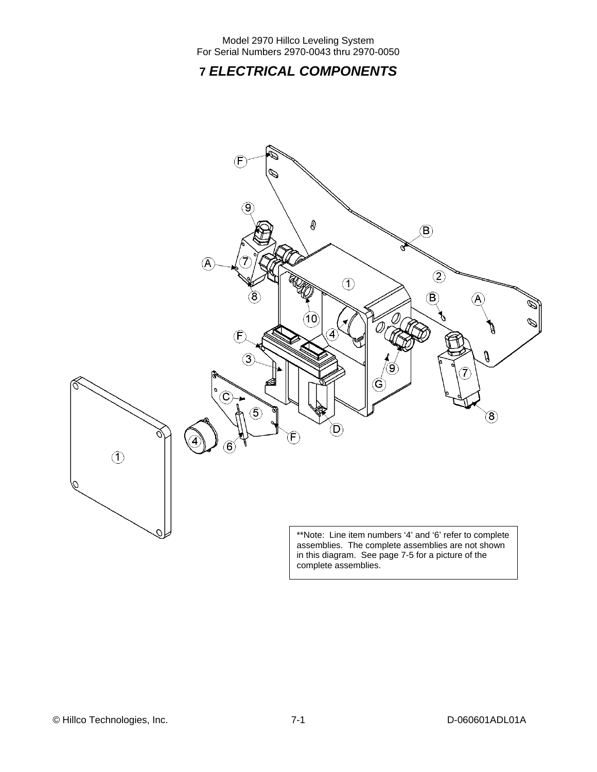# 7 *ELECTRICAL COMPONENTS*

**Note: Line item numbers '4' and '6' refer to complete assemblies. The complete assemblies are not shown in this diagram. See page 7-5 for a picture of the complete assemblies.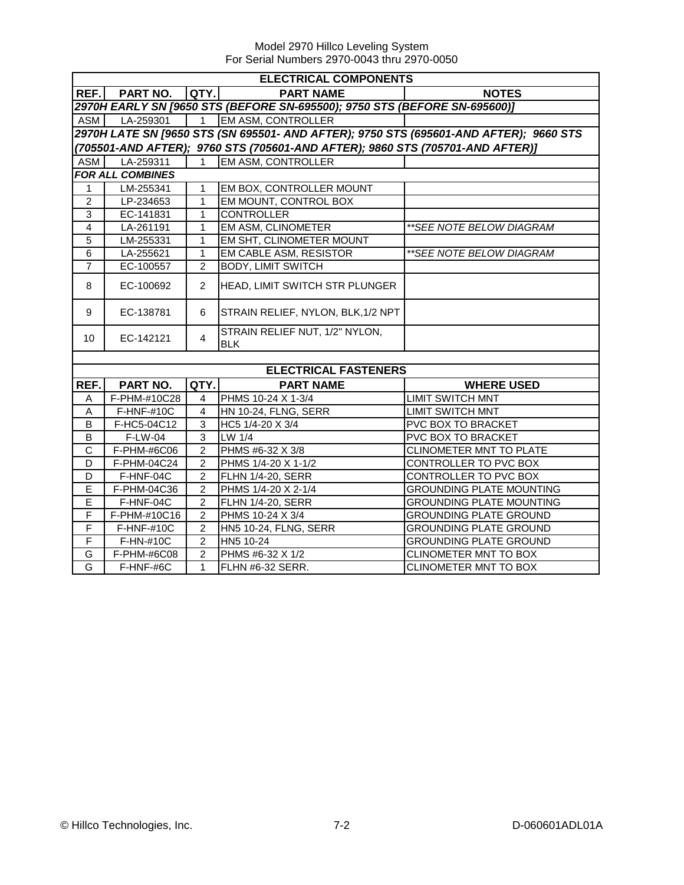Model 2970 Hillco Leveling System
For Serial Numbers 2970-0043 thru 2970-0050

| ELECTRICAL COMPONENTS | | | | |
|---|---|---|---|---|
| **REF.** | **PART NO.** | **QTY.** | **PART NAME** | **NOTES** |
| ***2970H EARLY SN [9650 STS (BEFORE SN-695500); 9750 STS (BEFORE SN-695600)]*** | | | | |
| ASM | LA-259301 | 1 | EM ASM, CONTROLLER | |
| ***2970H LATE SN [9650 STS (SN 695501- AND AFTER); 9750 STS (695601-AND AFTER); 9660 STS (705501-AND AFTER); 9760 STS (705601-AND AFTER); 9860 STS (705701-AND AFTER)]*** | | | | |
| ASM | LA-259311 | 1 | EM ASM, CONTROLLER | |
| ***FOR ALL COMBINES*** | | | | |
| 1 | LM-255341 | 1 | EM BOX, CONTROLLER MOUNT | |
| 2 | LP-234653 | 1 | EM MOUNT, CONTROL BOX | |
| 3 | EC-141831 | 1 | CONTROLLER | |
| 4 | LA-261191 | 1 | EM ASM, CLINOMETER | *\*\*SEE NOTE BELOW DIAGRAM* |
| 5 | LM-255331 | 1 | EM SHT, CLINOMETER MOUNT | |
| 6 | LA-255621 | 1 | EM CABLE ASM, RESISTOR | *\*\*SEE NOTE BELOW DIAGRAM* |
| 7 | EC-100557 | 2 | BODY, LIMIT SWITCH | |
| 8 | EC-100692 | 2 | HEAD, LIMIT SWITCH STR PLUNGER | |
| 9 | EC-138781 | 6 | STRAIN RELIEF, NYLON, BLK,1/2 NPT | |
| 10 | EC-142121 | 4 | STRAIN RELIEF NUT, 1/2" NYLON, BLK | |

| ELECTRICAL FASTENERS | | | | |
|---|---|---|---|---|
| **REF.** | **PART NO.** | **QTY.** | **PART NAME** | **WHERE USED** |
| A | F-PHM-#10C28 | 4 | PHMS 10-24 X 1-3/4 | LIMIT SWITCH MNT |
| A | F-HNF-#10C | 4 | HN 10-24, FLNG, SERR | LIMIT SWITCH MNT |
| B | F-HC5-04C12 | 3 | HC5 1/4-20 X 3/4 | PVC BOX TO BRACKET |
| B | F-LW-04 | 3 | LW 1/4 | PVC BOX TO BRACKET |
| C | F-PHM-#6C06 | 2 | PHMS #6-32 X 3/8 | CLINOMETER MNT TO PLATE |
| D | F-PHM-04C24 | 2 | PHMS 1/4-20 X 1-1/2 | CONTROLLER TO PVC BOX |
| D | F-HNF-04C | 2 | FLHN 1/4-20, SERR | CONTROLLER TO PVC BOX |
| E | F-PHM-04C36 | 2 | PHMS 1/4-20 X 2-1/4 | GROUNDING PLATE MOUNTING |
| E | F-HNF-04C | 2 | FLHN 1/4-20, SERR | GROUNDING PLATE MOUNTING |
| F | F-PHM-#10C16 | 2 | PHMS 10-24 X 3/4 | GROUNDING PLATE GROUND |
| F | F-HNF-#10C | 2 | HN5 10-24, FLNG, SERR | GROUNDING PLATE GROUND |
| F | F-HN-#10C | 2 | HN5 10-24 | GROUNDING PLATE GROUND |
| G | F-PHM-#6C08 | 2 | PHMS #6-32 X 1/2 | CLINOMETER MNT TO BOX |
| G | F-HNF-#6C | 1 | FLHN #6-32 SERR. | CLINOMETER MNT TO BOX |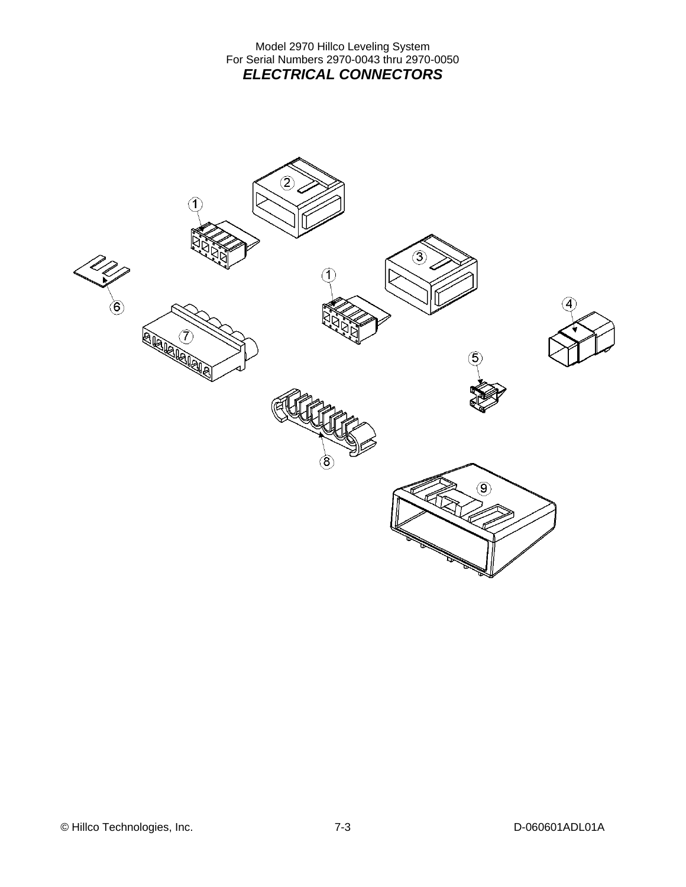Model 2970 Hillco Leveling System
For Serial Numbers 2970-0043 thru 2970-0050

## *ELECTRICAL CONNECTORS*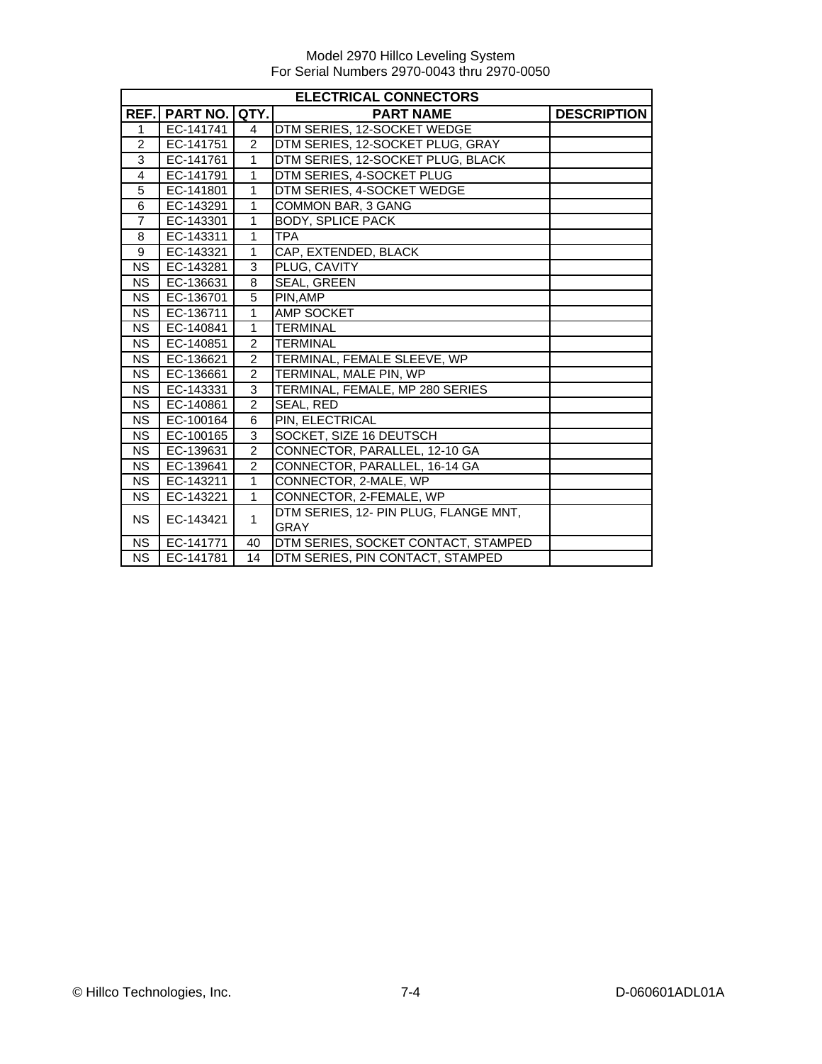Model 2970 Hillco Leveling System
For Serial Numbers 2970-0043 thru 2970-0050

| ELECTRICAL CONNECTORS | | | | |
|---|---|---|---|---|
| **REF.** | **PART NO.** | **QTY.** | **PART NAME** | **DESCRIPTION** |
| 1 | EC-141741 | 4 | DTM SERIES, 12-SOCKET WEDGE | |
| 2 | EC-141751 | 2 | DTM SERIES, 12-SOCKET PLUG, GRAY | |
| 3 | EC-141761 | 1 | DTM SERIES, 12-SOCKET PLUG, BLACK | |
| 4 | EC-141791 | 1 | DTM SERIES, 4-SOCKET PLUG | |
| 5 | EC-141801 | 1 | DTM SERIES, 4-SOCKET WEDGE | |
| 6 | EC-143291 | 1 | COMMON BAR, 3 GANG | |
| 7 | EC-143301 | 1 | BODY, SPLICE PACK | |
| 8 | EC-143311 | 1 | TPA | |
| 9 | EC-143321 | 1 | CAP, EXTENDED, BLACK | |
| NS | EC-143281 | 3 | PLUG, CAVITY | |
| NS | EC-136631 | 8 | SEAL, GREEN | |
| NS | EC-136701 | 5 | PIN,AMP | |
| NS | EC-136711 | 1 | AMP SOCKET | |
| NS | EC-140841 | 1 | TERMINAL | |
| NS | EC-140851 | 2 | TERMINAL | |
| NS | EC-136621 | 2 | TERMINAL, FEMALE SLEEVE, WP | |
| NS | EC-136661 | 2 | TERMINAL, MALE PIN, WP | |
| NS | EC-143331 | 3 | TERMINAL, FEMALE, MP 280 SERIES | |
| NS | EC-140861 | 2 | SEAL, RED | |
| NS | EC-100164 | 6 | PIN, ELECTRICAL | |
| NS | EC-100165 | 3 | SOCKET, SIZE 16 DEUTSCH | |
| NS | EC-139631 | 2 | CONNECTOR, PARALLEL, 12-10 GA | |
| NS | EC-139641 | 2 | CONNECTOR, PARALLEL, 16-14 GA | |
| NS | EC-143211 | 1 | CONNECTOR, 2-MALE, WP | |
| NS | EC-143221 | 1 | CONNECTOR, 2-FEMALE, WP | |
| NS | EC-143421 | 1 | DTM SERIES, 12- PIN PLUG, FLANGE MNT, GRAY | |
| NS | EC-141771 | 40 | DTM SERIES, SOCKET CONTACT, STAMPED | |
| NS | EC-141781 | 14 | DTM SERIES, PIN CONTACT, STAMPED | |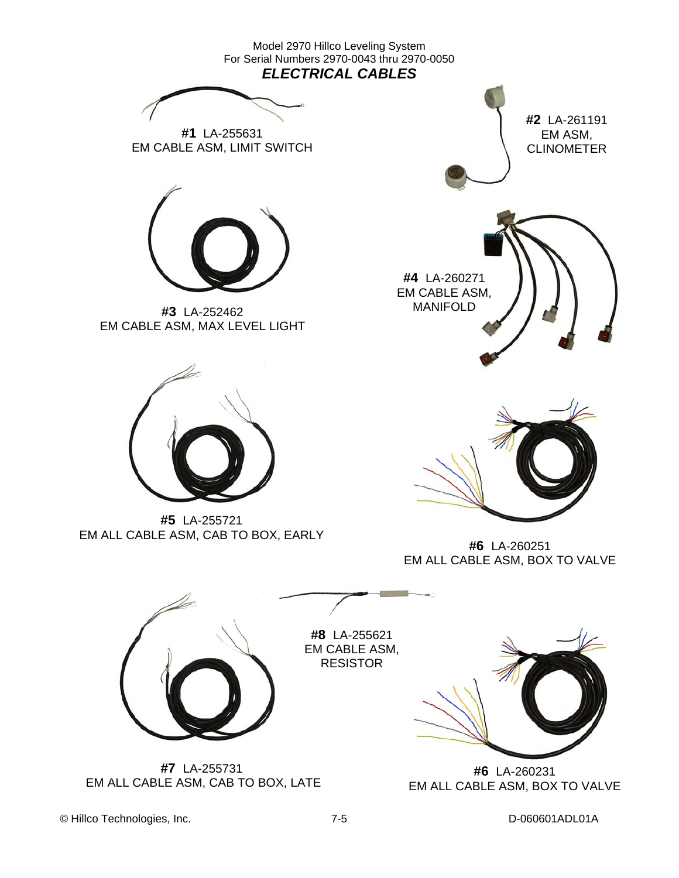Model 2970 Hillco Leveling System
For Serial Numbers 2970-0043 thru 2970-0050

## *ELECTRICAL CABLES*

**#1** LA-255631
EM CABLE ASM, LIMIT SWITCH

**#2** LA-261191
EM ASM,
CLINOMETER

**#3** LA-252462
EM CABLE ASM, MAX LEVEL LIGHT

**#4** LA-260271
EM CABLE ASM,
MANIFOLD

**#5** LA-255721
EM ALL CABLE ASM, CAB TO BOX, EARLY

**#6** LA-260251
EM ALL CABLE ASM, BOX TO VALVE

**#8** LA-255621
EM CABLE ASM,
RESISTOR

**#7** LA-255731
EM ALL CABLE ASM, CAB TO BOX, LATE

**#6** LA-260231
EM ALL CABLE ASM, BOX TO VALVE

© Hillco Technologies, Inc. 7-5 D-060601ADL01A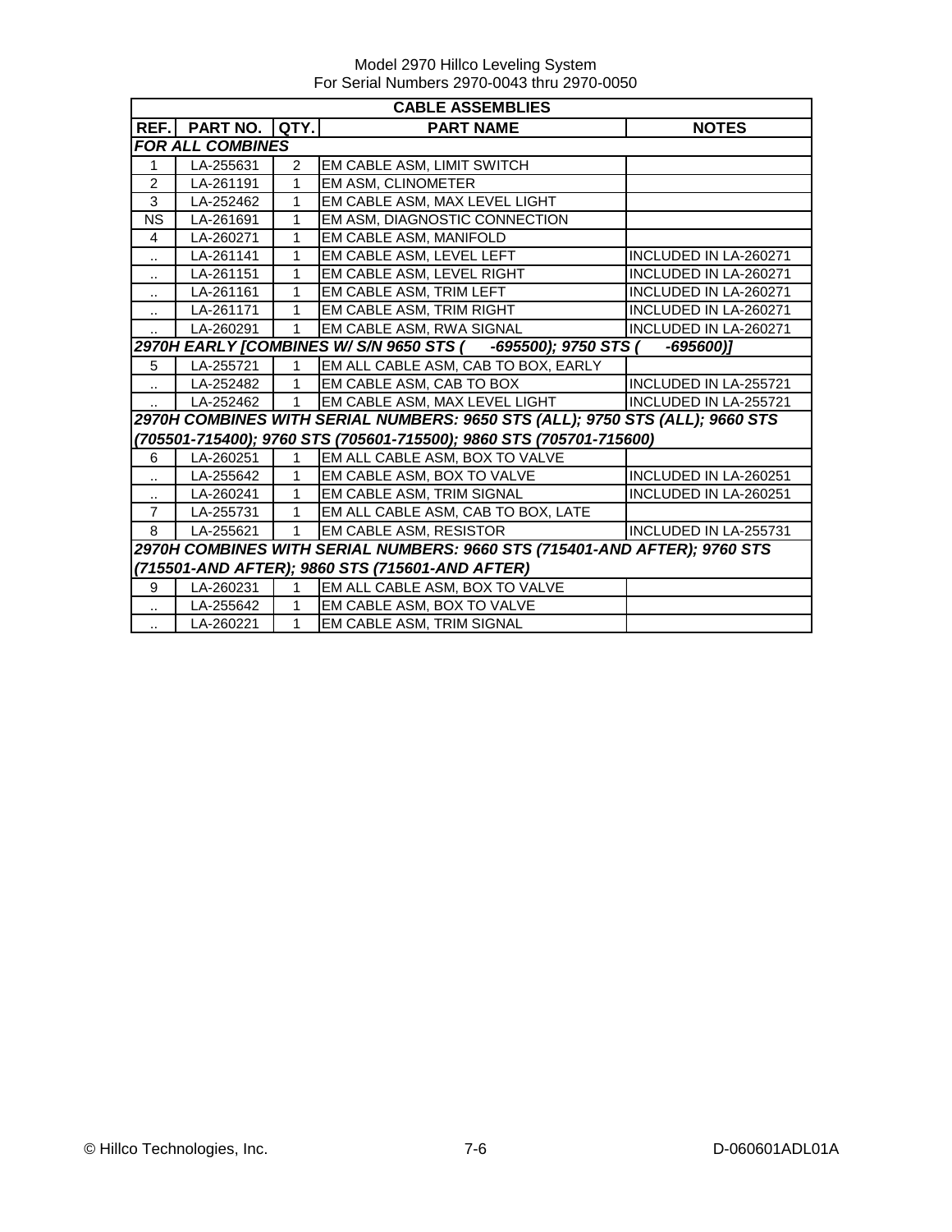Model 2970 Hillco Leveling System
For Serial Numbers 2970-0043 thru 2970-0050

| CABLE ASSEMBLIES | | | | |
|---|---|---|---|---|
| **REF.** | **PART NO.** | **QTY.** | **PART NAME** | **NOTES** |
| ***FOR ALL COMBINES*** | | | | |
| 1 | LA-255631 | 2 | EM CABLE ASM, LIMIT SWITCH | |
| 2 | LA-261191 | 1 | EM ASM, CLINOMETER | |
| 3 | LA-252462 | 1 | EM CABLE ASM, MAX LEVEL LIGHT | |
| NS | LA-261691 | 1 | EM ASM, DIAGNOSTIC CONNECTION | |
| 4 | LA-260271 | 1 | EM CABLE ASM, MANIFOLD | |
| .. | LA-261141 | 1 | EM CABLE ASM, LEVEL LEFT | INCLUDED IN LA-260271 |
| .. | LA-261151 | 1 | EM CABLE ASM, LEVEL RIGHT | INCLUDED IN LA-260271 |
| .. | LA-261161 | 1 | EM CABLE ASM, TRIM LEFT | INCLUDED IN LA-260271 |
| .. | LA-261171 | 1 | EM CABLE ASM, TRIM RIGHT | INCLUDED IN LA-260271 |
| .. | LA-260291 | 1 | EM CABLE ASM, RWA SIGNAL | INCLUDED IN LA-260271 |
| ***2970H EARLY [COMBINES W/ S/N 9650 STS ( -695500); 9750 STS ( -695600)]*** | | | | |
| 5 | LA-255721 | 1 | EM ALL CABLE ASM, CAB TO BOX, EARLY | |
| .. | LA-252482 | 1 | EM CABLE ASM, CAB TO BOX | INCLUDED IN LA-255721 |
| .. | LA-252462 | 1 | EM CABLE ASM, MAX LEVEL LIGHT | INCLUDED IN LA-255721 |
| ***2970H COMBINES WITH SERIAL NUMBERS: 9650 STS (ALL); 9750 STS (ALL); 9660 STS (705501-715400); 9760 STS (705601-715500); 9860 STS (705701-715600)*** | | | | |
| 6 | LA-260251 | 1 | EM ALL CABLE ASM, BOX TO VALVE | |
| .. | LA-255642 | 1 | EM CABLE ASM, BOX TO VALVE | INCLUDED IN LA-260251 |
| .. | LA-260241 | 1 | EM CABLE ASM, TRIM SIGNAL | INCLUDED IN LA-260251 |
| 7 | LA-255731 | 1 | EM ALL CABLE ASM, CAB TO BOX, LATE | |
| 8 | LA-255621 | 1 | EM CABLE ASM, RESISTOR | INCLUDED IN LA-255731 |
| ***2970H COMBINES WITH SERIAL NUMBERS: 9660 STS (715401-AND AFTER); 9760 STS (715501-AND AFTER); 9860 STS (715601-AND AFTER)*** | | | | |
| 9 | LA-260231 | 1 | EM ALL CABLE ASM, BOX TO VALVE | |
| .. | LA-255642 | 1 | EM CABLE ASM, BOX TO VALVE | |
| .. | LA-260221 | 1 | EM CABLE ASM, TRIM SIGNAL | |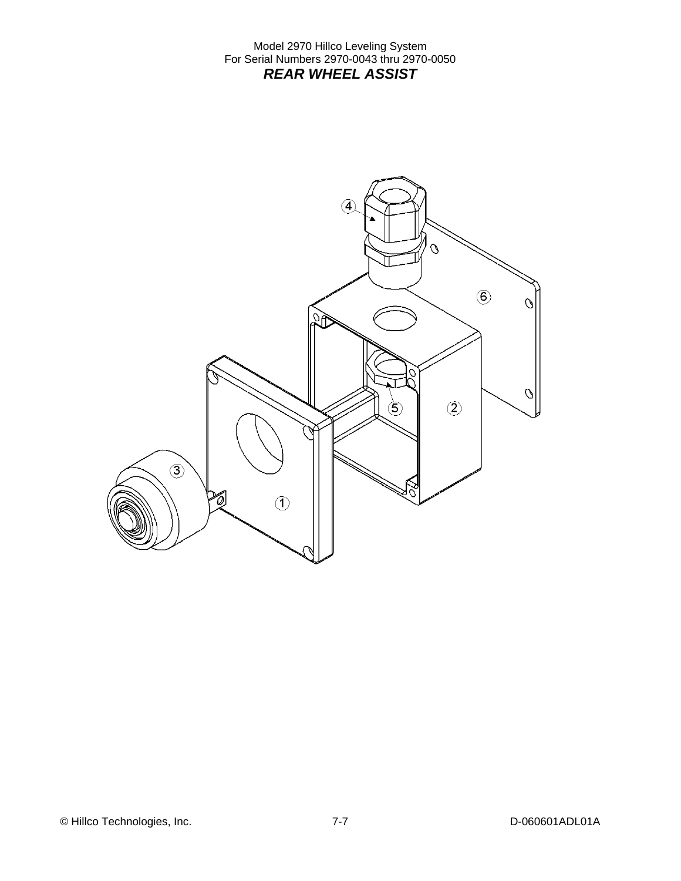Model 2970 Hillco Leveling System
For Serial Numbers 2970-0043 thru 2970-0050

## *REAR WHEEL ASSIST*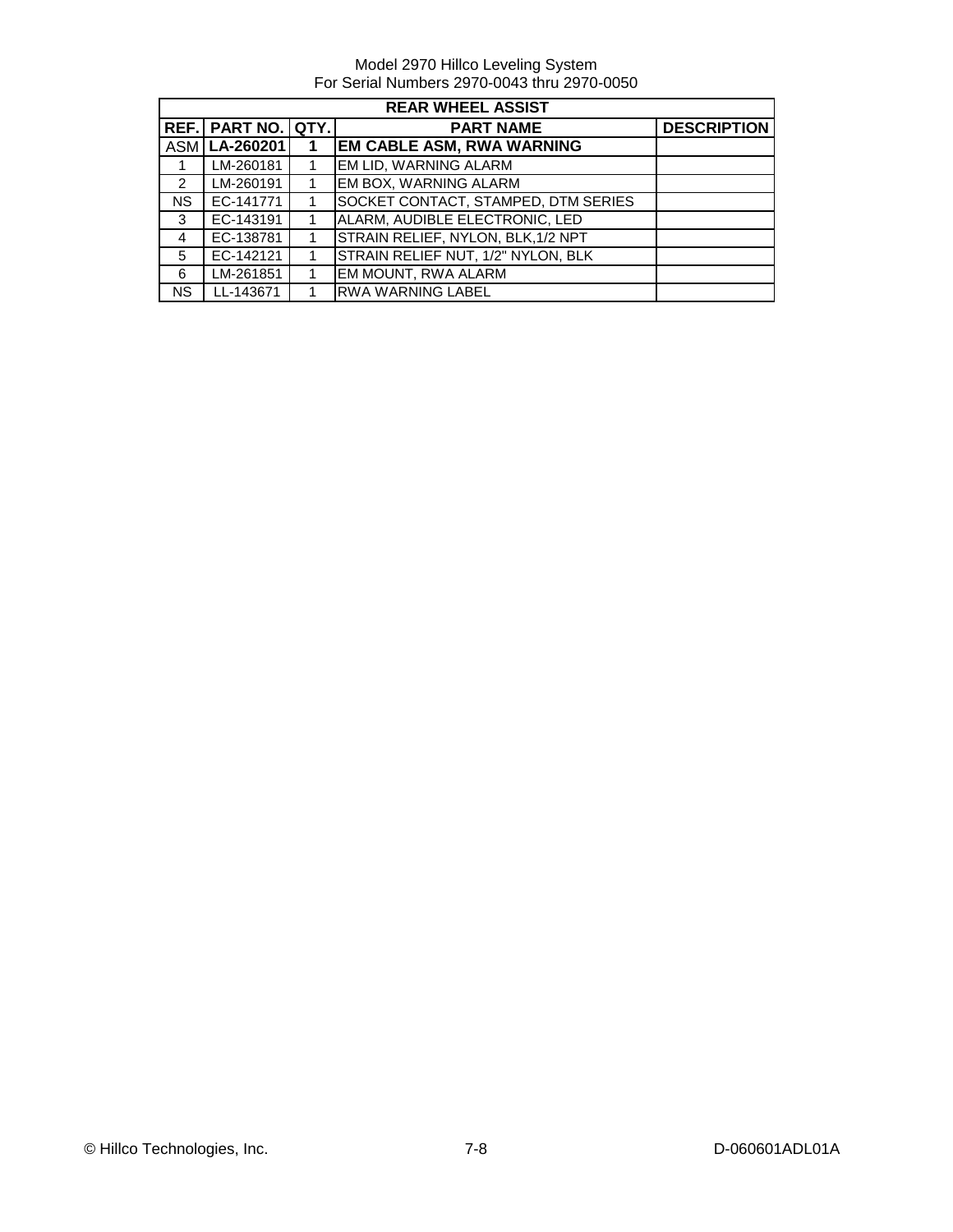Model 2970 Hillco Leveling System
For Serial Numbers 2970-0043 thru 2970-0050

| REAR WHEEL ASSIST | | | | |
|---|---|---|---|---|
| **REF.** | **PART NO.** | **QTY.** | **PART NAME** | **DESCRIPTION** |
| ASM | **LA-260201** | **1** | **EM CABLE ASM, RWA WARNING** | |
| 1 | LM-260181 | 1 | EM LID, WARNING ALARM | |
| 2 | LM-260191 | 1 | EM BOX, WARNING ALARM | |
| NS | EC-141771 | 1 | SOCKET CONTACT, STAMPED, DTM SERIES | |
| 3 | EC-143191 | 1 | ALARM, AUDIBLE ELECTRONIC, LED | |
| 4 | EC-138781 | 1 | STRAIN RELIEF, NYLON, BLK,1/2 NPT | |
| 5 | EC-142121 | 1 | STRAIN RELIEF NUT, 1/2" NYLON, BLK | |
| 6 | LM-261851 | 1 | EM MOUNT, RWA ALARM | |
| NS | LL-143671 | 1 | RWA WARNING LABEL | |

© Hillco Technologies, Inc. 7-8 D-060601ADL01A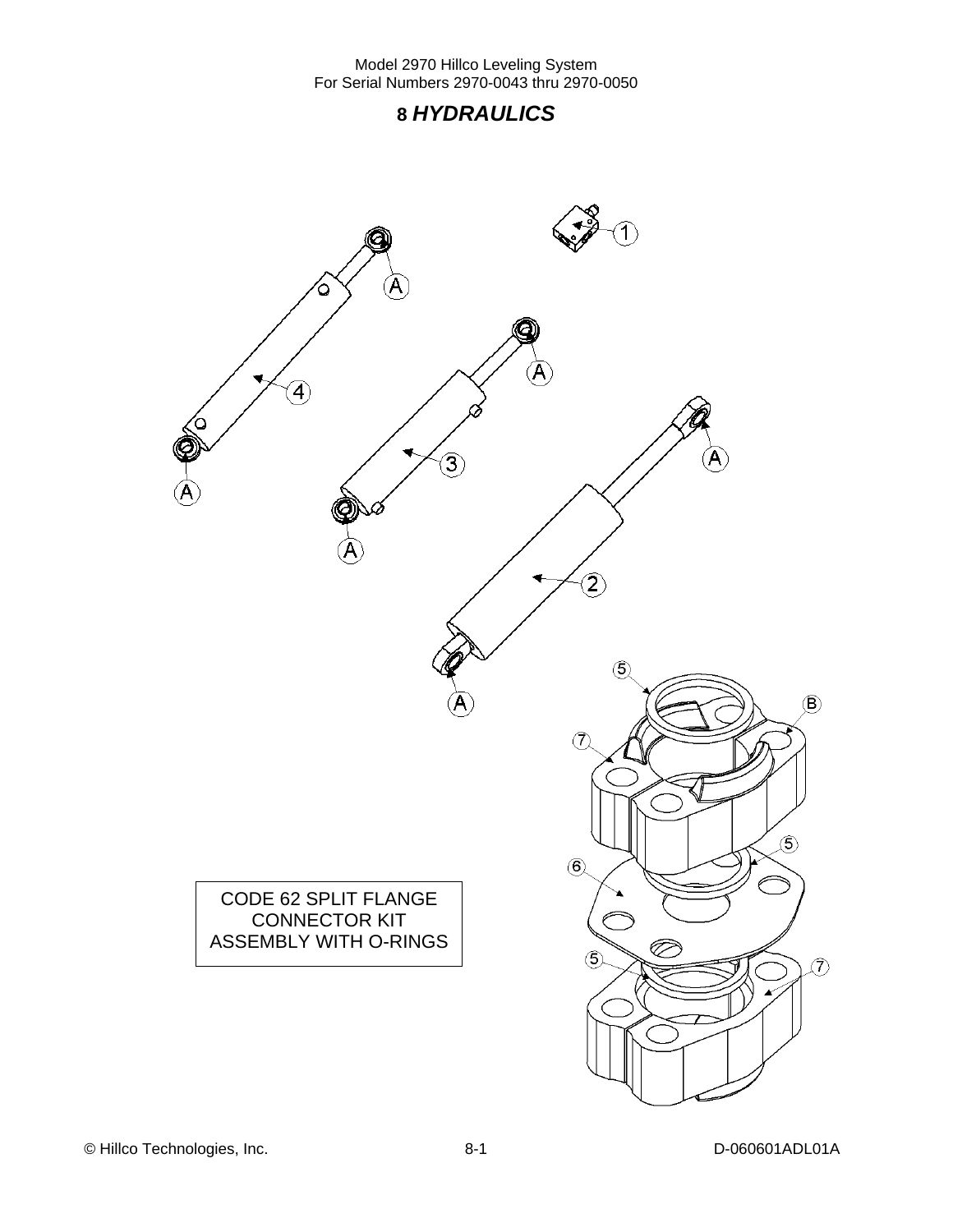# 8 *HYDRAULICS*

CODE 62 SPLIT FLANGE CONNECTOR KIT ASSEMBLY WITH O-RINGS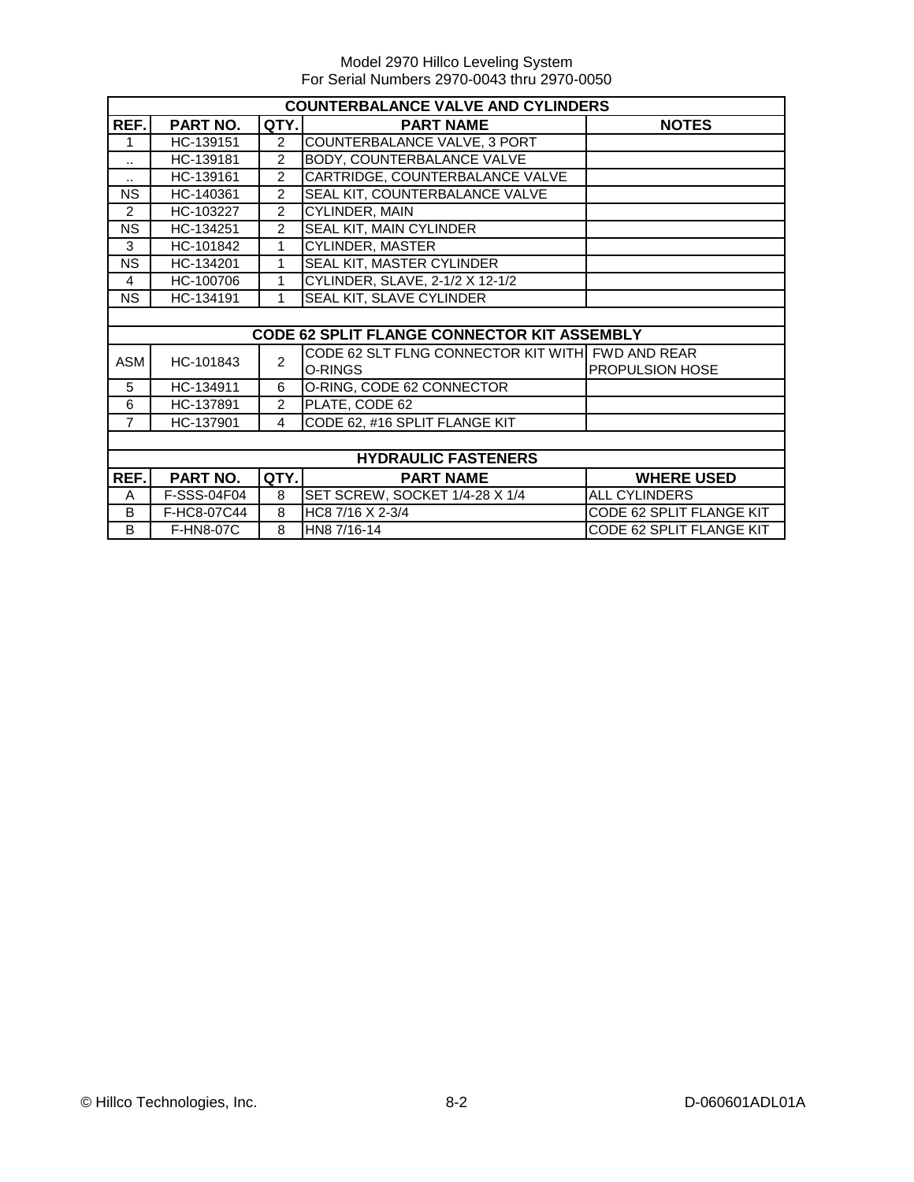Model 2970 Hillco Leveling System
For Serial Numbers 2970-0043 thru 2970-0050

| COUNTERBALANCE VALVE AND CYLINDERS | | | | |
|---|---|---|---|---|
| **REF.** | **PART NO.** | **QTY.** | **PART NAME** | **NOTES** |
| 1 | HC-139151 | 2 | COUNTERBALANCE VALVE, 3 PORT | |
| .. | HC-139181 | 2 | BODY, COUNTERBALANCE VALVE | |
| .. | HC-139161 | 2 | CARTRIDGE, COUNTERBALANCE VALVE | |
| NS | HC-140361 | 2 | SEAL KIT, COUNTERBALANCE VALVE | |
| 2 | HC-103227 | 2 | CYLINDER, MAIN | |
| NS | HC-134251 | 2 | SEAL KIT, MAIN CYLINDER | |
| 3 | HC-101842 | 1 | CYLINDER, MASTER | |
| NS | HC-134201 | 1 | SEAL KIT, MASTER CYLINDER | |
| 4 | HC-100706 | 1 | CYLINDER, SLAVE, 2-1/2 X 12-1/2 | |
| NS | HC-134191 | 1 | SEAL KIT, SLAVE CYLINDER | |
| | | | | |
| **CODE 62 SPLIT FLANGE CONNECTOR KIT ASSEMBLY** | | | | |
| ASM | HC-101843 | 2 | CODE 62 SLT FLNG CONNECTOR KIT WITH O-RINGS | FWD AND REAR PROPULSION HOSE |
| 5 | HC-134911 | 6 | O-RING, CODE 62 CONNECTOR | |
| 6 | HC-137891 | 2 | PLATE, CODE 62 | |
| 7 | HC-137901 | 4 | CODE 62, #16 SPLIT FLANGE KIT | |
| | | | | |
| **HYDRAULIC FASTENERS** | | | | |
| **REF.** | **PART NO.** | **QTY.** | **PART NAME** | **WHERE USED** |
| A | F-SSS-04F04 | 8 | SET SCREW, SOCKET 1/4-28 X 1/4 | ALL CYLINDERS |
| B | F-HC8-07C44 | 8 | HC8 7/16 X 2-3/4 | CODE 62 SPLIT FLANGE KIT |
| B | F-HN8-07C | 8 | HN8 7/16-14 | CODE 62 SPLIT FLANGE KIT |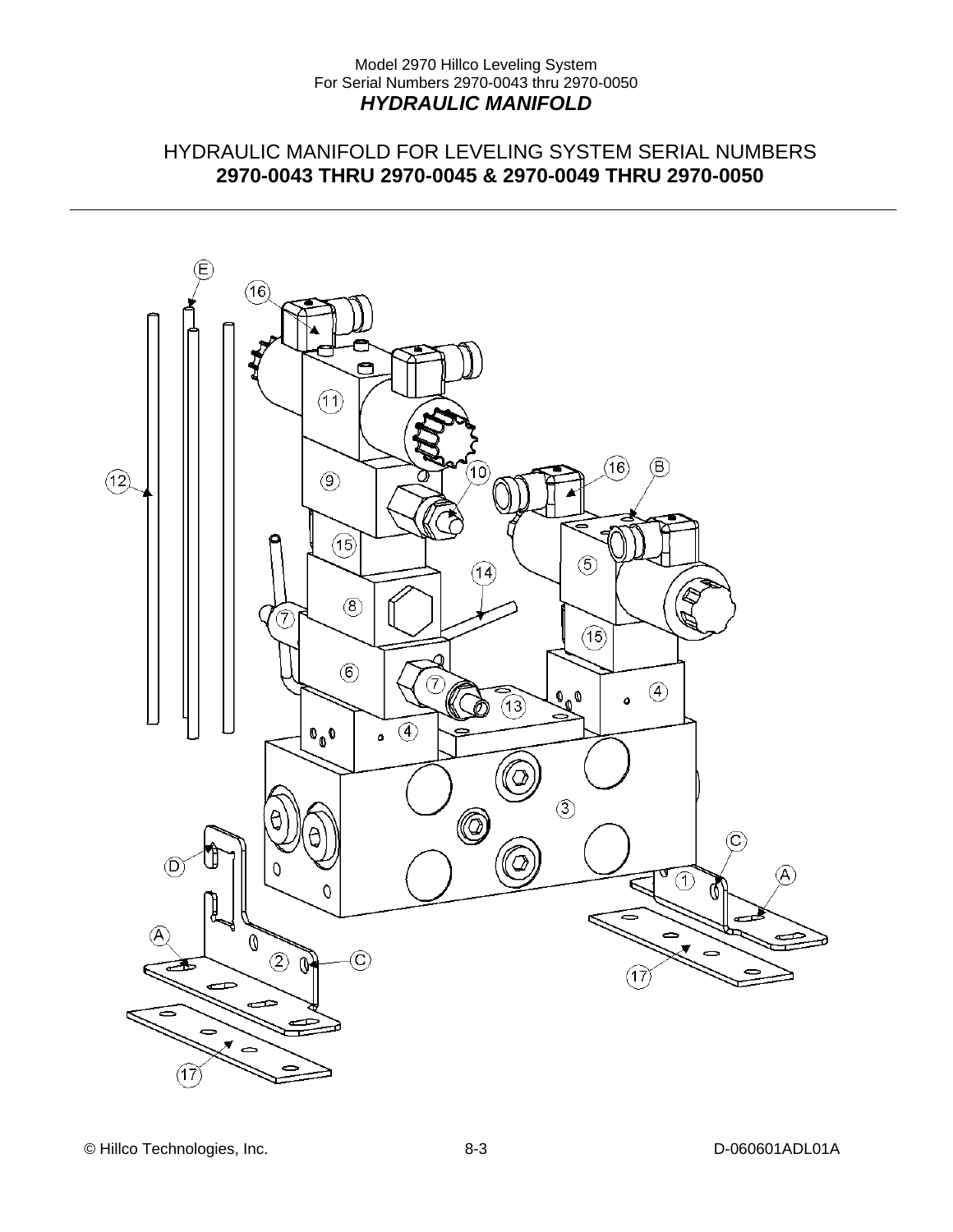## HYDRAULIC MANIFOLD FOR LEVELING SYSTEM SERIAL NUMBERS
**2970-0043 THRU 2970-0045 & 2970-0049 THRU 2970-0050**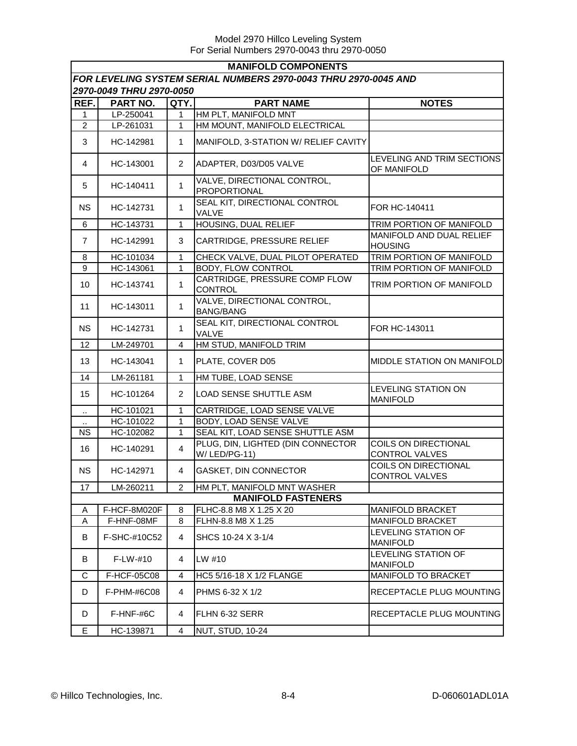| MANIFOLD COMPONENTS | | | | |
|---|---|---|---|---|
| *FOR LEVELING SYSTEM SERIAL NUMBERS 2970-0043 THRU 2970-0045 AND 2970-0049 THRU 2970-0050* | | | | |
| **REF.** | **PART NO.** | **QTY.** | **PART NAME** | **NOTES** |
| 1 | LP-250041 | 1 | HM PLT, MANIFOLD MNT | |
| 2 | LP-261031 | 1 | HM MOUNT, MANIFOLD ELECTRICAL | |
| 3 | HC-142981 | 1 | MANIFOLD, 3-STATION W/ RELIEF CAVITY | |
| 4 | HC-143001 | 2 | ADAPTER, D03/D05 VALVE | LEVELING AND TRIM SECTIONS OF MANIFOLD |
| 5 | HC-140411 | 1 | VALVE, DIRECTIONAL CONTROL, PROPORTIONAL | |
| NS | HC-142731 | 1 | SEAL KIT, DIRECTIONAL CONTROL VALVE | FOR HC-140411 |
| 6 | HC-143731 | 1 | HOUSING, DUAL RELIEF | TRIM PORTION OF MANIFOLD |
| 7 | HC-142991 | 3 | CARTRIDGE, PRESSURE RELIEF | MANIFOLD AND DUAL RELIEF HOUSING |
| 8 | HC-101034 | 1 | CHECK VALVE, DUAL PILOT OPERATED | TRIM PORTION OF MANIFOLD |
| 9 | HC-143061 | 1 | BODY, FLOW CONTROL | TRIM PORTION OF MANIFOLD |
| 10 | HC-143741 | 1 | CARTRIDGE, PRESSURE COMP FLOW CONTROL | TRIM PORTION OF MANIFOLD |
| 11 | HC-143011 | 1 | VALVE, DIRECTIONAL CONTROL, BANG/BANG | |
| NS | HC-142731 | 1 | SEAL KIT, DIRECTIONAL CONTROL VALVE | FOR HC-143011 |
| 12 | LM-249701 | 4 | HM STUD, MANIFOLD TRIM | |
| 13 | HC-143041 | 1 | PLATE, COVER D05 | MIDDLE STATION ON MANIFOLD |
| 14 | LM-261181 | 1 | HM TUBE, LOAD SENSE | |
| 15 | HC-101264 | 2 | LOAD SENSE SHUTTLE ASM | LEVELING STATION ON MANIFOLD |
| .. | HC-101021 | 1 | CARTRIDGE, LOAD SENSE VALVE | |
| .. | HC-101022 | 1 | BODY, LOAD SENSE VALVE | |
| NS | HC-102082 | 1 | SEAL KIT, LOAD SENSE SHUTTLE ASM | |
| 16 | HC-140291 | 4 | PLUG, DIN, LIGHTED (DIN CONNECTOR W/ LED/PG-11) | COILS ON DIRECTIONAL CONTROL VALVES |
| NS | HC-142971 | 4 | GASKET, DIN CONNECTOR | COILS ON DIRECTIONAL CONTROL VALVES |
| 17 | LM-260211 | 2 | HM PLT, MANIFOLD MNT WASHER | |
| **MANIFOLD FASTENERS** | | | | |
| A | F-HCF-8M020F | 8 | FLHC-8.8 M8 X 1.25 X 20 | MANIFOLD BRACKET |
| A | F-HNF-08MF | 8 | FLHN-8.8 M8 X 1.25 | MANIFOLD BRACKET |
| B | F-SHC-#10C52 | 4 | SHCS 10-24 X 3-1/4 | LEVELING STATION OF MANIFOLD |
| B | F-LW-#10 | 4 | LW #10 | LEVELING STATION OF MANIFOLD |
| C | F-HCF-05C08 | 4 | HC5 5/16-18 X 1/2 FLANGE | MANIFOLD TO BRACKET |
| D | F-PHM-#6C08 | 4 | PHMS 6-32 X 1/2 | RECEPTACLE PLUG MOUNTING |
| D | F-HNF-#6C | 4 | FLHN 6-32 SERR | RECEPTACLE PLUG MOUNTING |
| E | HC-139871 | 4 | NUT, STUD, 10-24 | |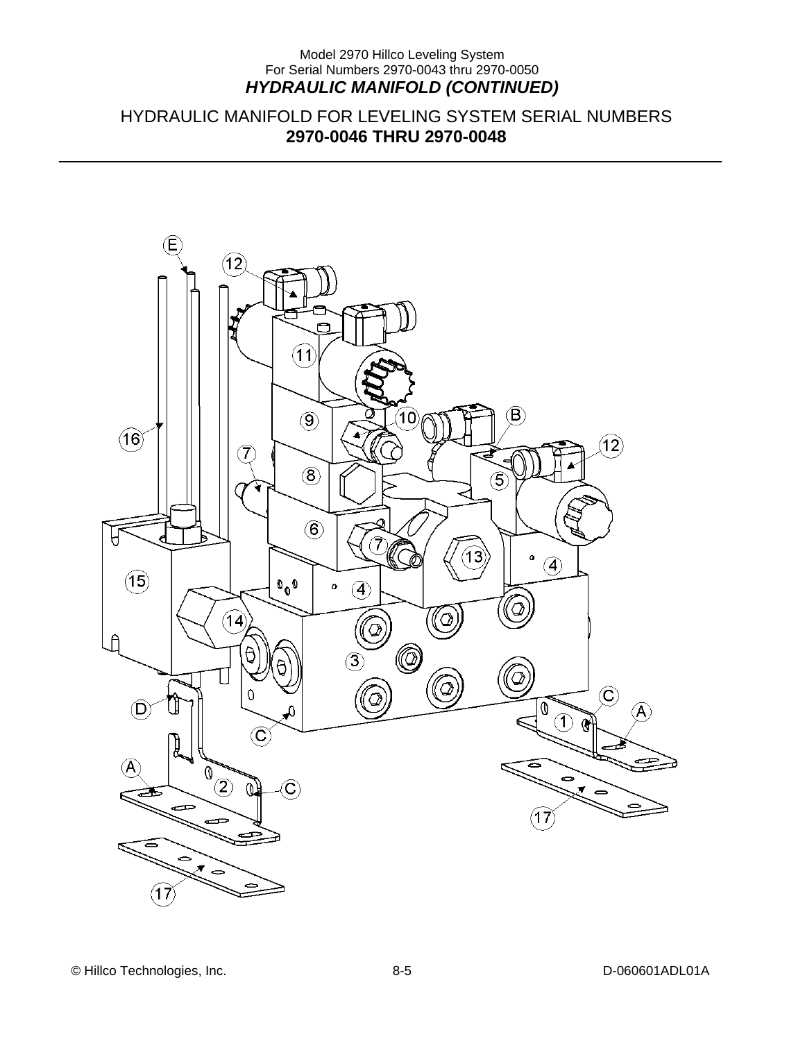## HYDRAULIC MANIFOLD (CONTINUED)

HYDRAULIC MANIFOLD FOR LEVELING SYSTEM SERIAL NUMBERS **2970-0046 THRU 2970-0048**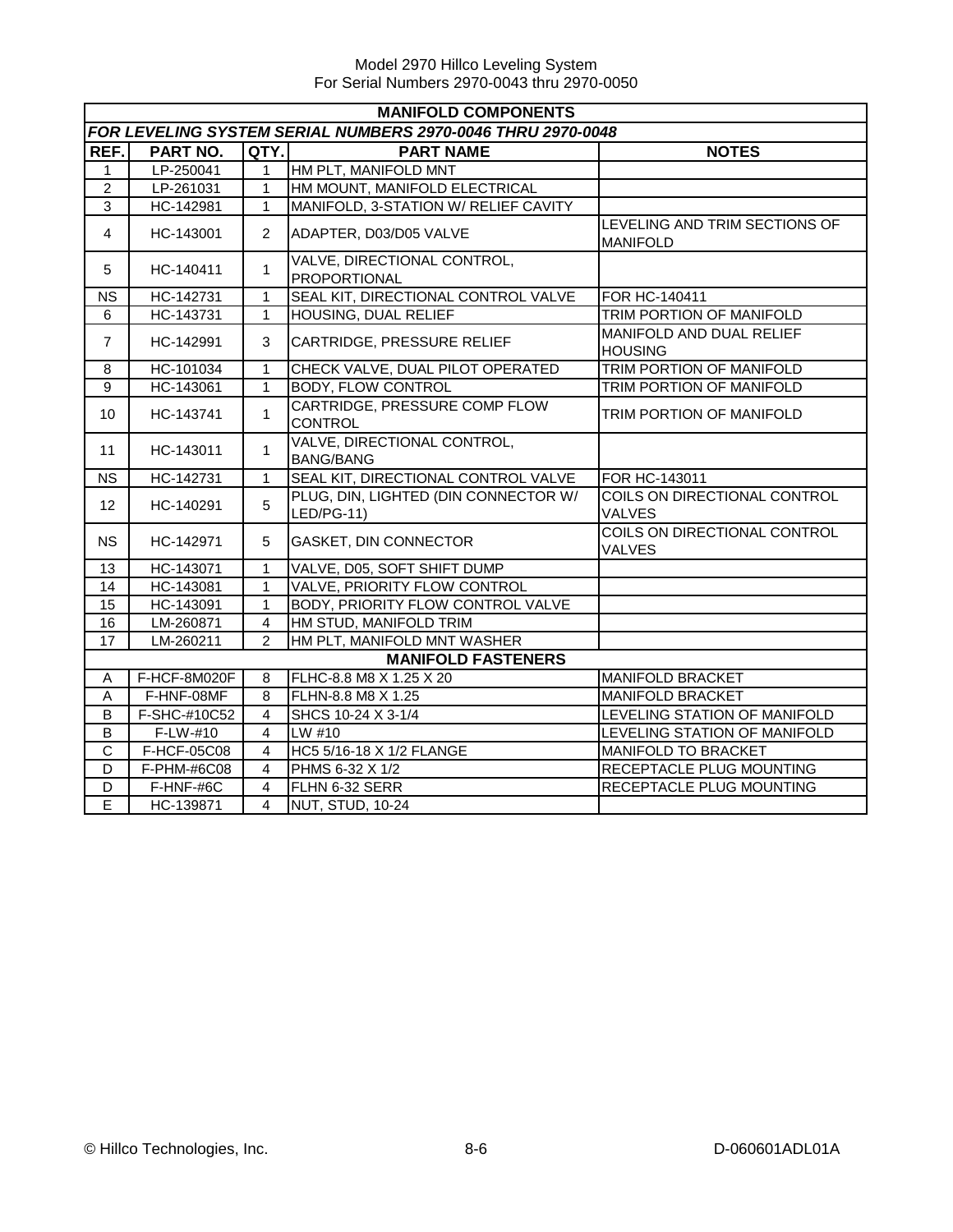| MANIFOLD COMPONENTS | | | | |
|---|---|---|---|---|
| *FOR LEVELING SYSTEM SERIAL NUMBERS 2970-0046 THRU 2970-0048* | | | | |
| **REF.** | **PART NO.** | **QTY.** | **PART NAME** | **NOTES** |
| 1 | LP-250041 | 1 | HM PLT, MANIFOLD MNT | |
| 2 | LP-261031 | 1 | HM MOUNT, MANIFOLD ELECTRICAL | |
| 3 | HC-142981 | 1 | MANIFOLD, 3-STATION W/ RELIEF CAVITY | |
| 4 | HC-143001 | 2 | ADAPTER, D03/D05 VALVE | LEVELING AND TRIM SECTIONS OF MANIFOLD |
| 5 | HC-140411 | 1 | VALVE, DIRECTIONAL CONTROL, PROPORTIONAL | |
| NS | HC-142731 | 1 | SEAL KIT, DIRECTIONAL CONTROL VALVE | FOR HC-140411 |
| 6 | HC-143731 | 1 | HOUSING, DUAL RELIEF | TRIM PORTION OF MANIFOLD |
| 7 | HC-142991 | 3 | CARTRIDGE, PRESSURE RELIEF | MANIFOLD AND DUAL RELIEF HOUSING |
| 8 | HC-101034 | 1 | CHECK VALVE, DUAL PILOT OPERATED | TRIM PORTION OF MANIFOLD |
| 9 | HC-143061 | 1 | BODY, FLOW CONTROL | TRIM PORTION OF MANIFOLD |
| 10 | HC-143741 | 1 | CARTRIDGE, PRESSURE COMP FLOW CONTROL | TRIM PORTION OF MANIFOLD |
| 11 | HC-143011 | 1 | VALVE, DIRECTIONAL CONTROL, BANG/BANG | |
| NS | HC-142731 | 1 | SEAL KIT, DIRECTIONAL CONTROL VALVE | FOR HC-143011 |
| 12 | HC-140291 | 5 | PLUG, DIN, LIGHTED (DIN CONNECTOR W/ LED/PG-11) | COILS ON DIRECTIONAL CONTROL VALVES |
| NS | HC-142971 | 5 | GASKET, DIN CONNECTOR | COILS ON DIRECTIONAL CONTROL VALVES |
| 13 | HC-143071 | 1 | VALVE, D05, SOFT SHIFT DUMP | |
| 14 | HC-143081 | 1 | VALVE, PRIORITY FLOW CONTROL | |
| 15 | HC-143091 | 1 | BODY, PRIORITY FLOW CONTROL VALVE | |
| 16 | LM-260871 | 4 | HM STUD, MANIFOLD TRIM | |
| 17 | LM-260211 | 2 | HM PLT, MANIFOLD MNT WASHER | |
| **MANIFOLD FASTENERS** | | | | |
| A | F-HCF-8M020F | 8 | FLHC-8.8 M8 X 1.25 X 20 | MANIFOLD BRACKET |
| A | F-HNF-08MF | 8 | FLHN-8.8 M8 X 1.25 | MANIFOLD BRACKET |
| B | F-SHC-#10C52 | 4 | SHCS 10-24 X 3-1/4 | LEVELING STATION OF MANIFOLD |
| B | F-LW-#10 | 4 | LW #10 | LEVELING STATION OF MANIFOLD |
| C | F-HCF-05C08 | 4 | HC5 5/16-18 X 1/2 FLANGE | MANIFOLD TO BRACKET |
| D | F-PHM-#6C08 | 4 | PHMS 6-32 X 1/2 | RECEPTACLE PLUG MOUNTING |
| D | F-HNF-#6C | 4 | FLHN 6-32 SERR | RECEPTACLE PLUG MOUNTING |
| E | HC-139871 | 4 | NUT, STUD, 10-24 | |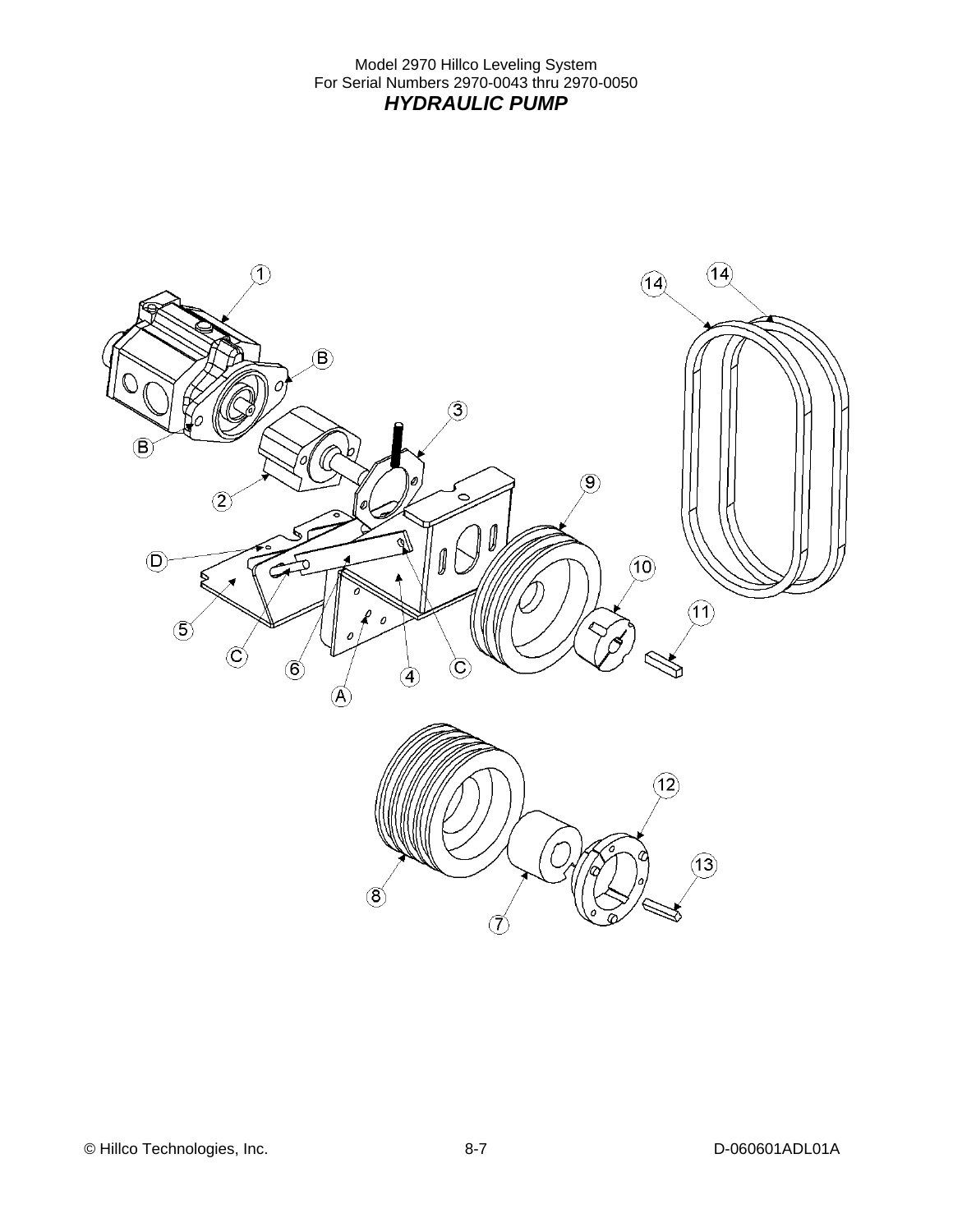Model 2970 Hillco Leveling System
For Serial Numbers 2970-0043 thru 2970-0050

## *HYDRAULIC PUMP*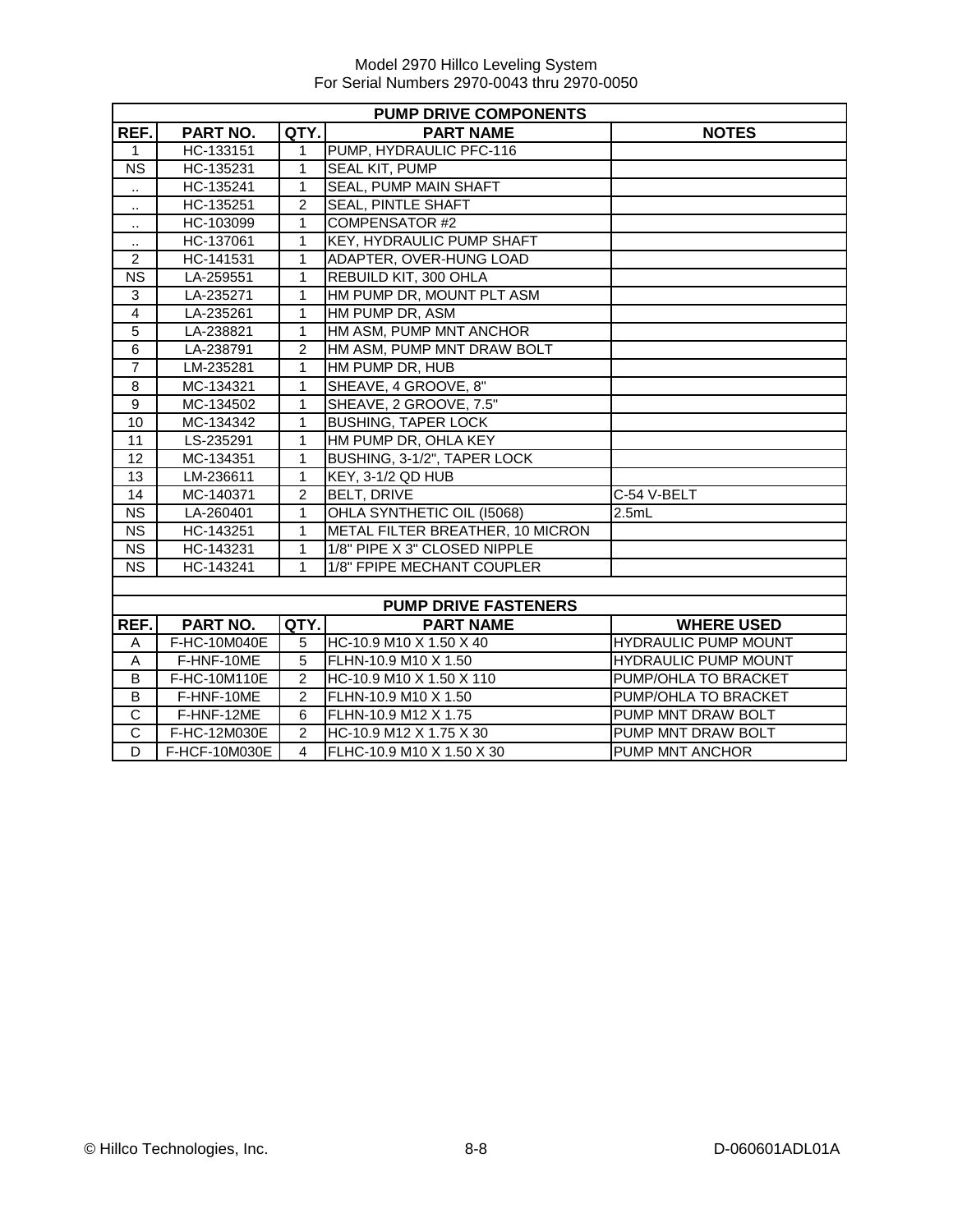Model 2970 Hillco Leveling System
For Serial Numbers 2970-0043 thru 2970-0050

## PUMP DRIVE COMPONENTS

| REF. | PART NO. | QTY. | PART NAME | NOTES |
|---|---|---|---|---|
| 1 | HC-133151 | 1 | PUMP, HYDRAULIC PFC-116 | |
| NS | HC-135231 | 1 | SEAL KIT, PUMP | |
| .. | HC-135241 | 1 | SEAL, PUMP MAIN SHAFT | |
| .. | HC-135251 | 2 | SEAL, PINTLE SHAFT | |
| .. | HC-103099 | 1 | COMPENSATOR #2 | |
| .. | HC-137061 | 1 | KEY, HYDRAULIC PUMP SHAFT | |
| 2 | HC-141531 | 1 | ADAPTER, OVER-HUNG LOAD | |
| NS | LA-259551 | 1 | REBUILD KIT, 300 OHLA | |
| 3 | LA-235271 | 1 | HM PUMP DR, MOUNT PLT ASM | |
| 4 | LA-235261 | 1 | HM PUMP DR, ASM | |
| 5 | LA-238821 | 1 | HM ASM, PUMP MNT ANCHOR | |
| 6 | LA-238791 | 2 | HM ASM, PUMP MNT DRAW BOLT | |
| 7 | LM-235281 | 1 | HM PUMP DR, HUB | |
| 8 | MC-134321 | 1 | SHEAVE, 4 GROOVE, 8" | |
| 9 | MC-134502 | 1 | SHEAVE, 2 GROOVE, 7.5" | |
| 10 | MC-134342 | 1 | BUSHING, TAPER LOCK | |
| 11 | LS-235291 | 1 | HM PUMP DR, OHLA KEY | |
| 12 | MC-134351 | 1 | BUSHING, 3-1/2", TAPER LOCK | |
| 13 | LM-236611 | 1 | KEY, 3-1/2 QD HUB | |
| 14 | MC-140371 | 2 | BELT, DRIVE | C-54 V-BELT |
| NS | LA-260401 | 1 | OHLA SYNTHETIC OIL (I5068) | 2.5mL |
| NS | HC-143251 | 1 | METAL FILTER BREATHER, 10 MICRON | |
| NS | HC-143231 | 1 | 1/8" PIPE X 3" CLOSED NIPPLE | |
| NS | HC-143241 | 1 | 1/8" FPIPE MECHANT COUPLER | |

## PUMP DRIVE FASTENERS

| REF. | PART NO. | QTY. | PART NAME | WHERE USED |
|---|---|---|---|---|
| A | F-HC-10M040E | 5 | HC-10.9 M10 X 1.50 X 40 | HYDRAULIC PUMP MOUNT |
| A | F-HNF-10ME | 5 | FLHN-10.9 M10 X 1.50 | HYDRAULIC PUMP MOUNT |
| B | F-HC-10M110E | 2 | HC-10.9 M10 X 1.50 X 110 | PUMP/OHLA TO BRACKET |
| B | F-HNF-10ME | 2 | FLHN-10.9 M10 X 1.50 | PUMP/OHLA TO BRACKET |
| C | F-HNF-12ME | 6 | FLHN-10.9 M12 X 1.75 | PUMP MNT DRAW BOLT |
| C | F-HC-12M030E | 2 | HC-10.9 M12 X 1.75 X 30 | PUMP MNT DRAW BOLT |
| D | F-HCF-10M030E | 4 | FLHC-10.9 M10 X 1.50 X 30 | PUMP MNT ANCHOR |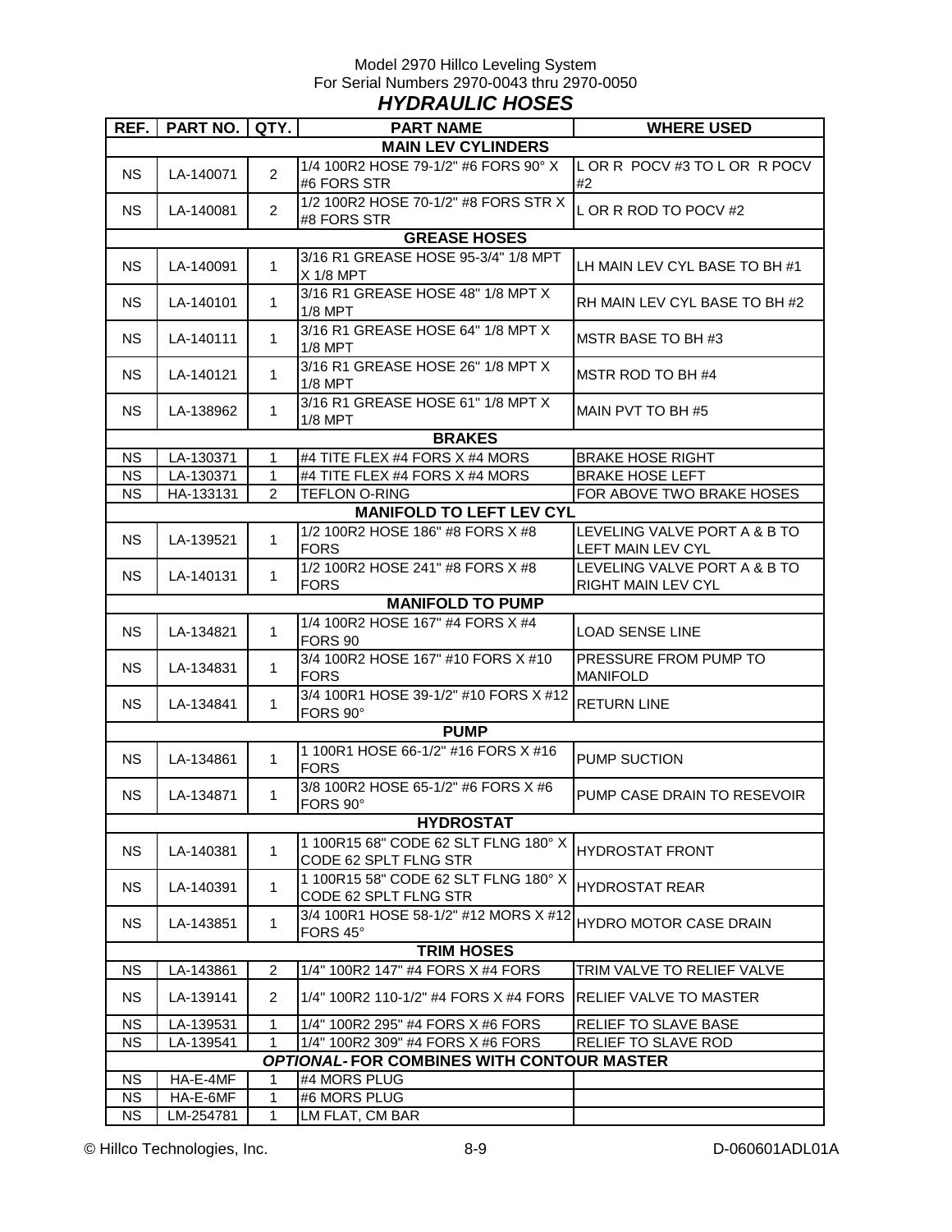Model 2970 Hillco Leveling System
For Serial Numbers 2970-0043 thru 2970-0050

## *HYDRAULIC HOSES*

| REF. | PART NO. | QTY. | PART NAME | WHERE USED |
|---|---|---|---|---|
| | | | **MAIN LEV CYLINDERS** | |
| NS | LA-140071 | 2 | 1/4 100R2 HOSE 79-1/2" #6 FORS 90° X #6 FORS STR | L OR R POCV #3 TO L OR R POCV #2 |
| NS | LA-140081 | 2 | 1/2 100R2 HOSE 70-1/2" #8 FORS STR X #8 FORS STR | L OR R ROD TO POCV #2 |
| | | | **GREASE HOSES** | |
| NS | LA-140091 | 1 | 3/16 R1 GREASE HOSE 95-3/4" 1/8 MPT X 1/8 MPT | LH MAIN LEV CYL BASE TO BH #1 |
| NS | LA-140101 | 1 | 3/16 R1 GREASE HOSE 48" 1/8 MPT X 1/8 MPT | RH MAIN LEV CYL BASE TO BH #2 |
| NS | LA-140111 | 1 | 3/16 R1 GREASE HOSE 64" 1/8 MPT X 1/8 MPT | MSTR BASE TO BH #3 |
| NS | LA-140121 | 1 | 3/16 R1 GREASE HOSE 26" 1/8 MPT X 1/8 MPT | MSTR ROD TO BH #4 |
| NS | LA-138962 | 1 | 3/16 R1 GREASE HOSE 61" 1/8 MPT X 1/8 MPT | MAIN PVT TO BH #5 |
| | | | **BRAKES** | |
| NS | LA-130371 | 1 | #4 TITE FLEX #4 FORS X #4 MORS | BRAKE HOSE RIGHT |
| NS | LA-130371 | 1 | #4 TITE FLEX #4 FORS X #4 MORS | BRAKE HOSE LEFT |
| NS | HA-133131 | 2 | TEFLON O-RING | FOR ABOVE TWO BRAKE HOSES |
| | | | **MANIFOLD TO LEFT LEV CYL** | |
| NS | LA-139521 | 1 | 1/2 100R2 HOSE 186" #8 FORS X #8 FORS | LEVELING VALVE PORT A & B TO LEFT MAIN LEV CYL |
| NS | LA-140131 | 1 | 1/2 100R2 HOSE 241" #8 FORS X #8 FORS | LEVELING VALVE PORT A & B TO RIGHT MAIN LEV CYL |
| | | | **MANIFOLD TO PUMP** | |
| NS | LA-134821 | 1 | 1/4 100R2 HOSE 167" #4 FORS X #4 FORS 90 | LOAD SENSE LINE |
| NS | LA-134831 | 1 | 3/4 100R2 HOSE 167" #10 FORS X #10 FORS | PRESSURE FROM PUMP TO MANIFOLD |
| NS | LA-134841 | 1 | 3/4 100R1 HOSE 39-1/2" #10 FORS X #12 FORS 90° | RETURN LINE |
| | | | **PUMP** | |
| NS | LA-134861 | 1 | 1 100R1 HOSE 66-1/2" #16 FORS X #16 FORS | PUMP SUCTION |
| NS | LA-134871 | 1 | 3/8 100R2 HOSE 65-1/2" #6 FORS X #6 FORS 90° | PUMP CASE DRAIN TO RESEVOIR |
| | | | **HYDROSTAT** | |
| NS | LA-140381 | 1 | 1 100R15 68" CODE 62 SLT FLNG 180° X CODE 62 SPLT FLNG STR | HYDROSTAT FRONT |
| NS | LA-140391 | 1 | 1 100R15 58" CODE 62 SLT FLNG 180° X CODE 62 SPLT FLNG STR | HYDROSTAT REAR |
| NS | LA-143851 | 1 | 3/4 100R1 HOSE 58-1/2" #12 MORS X #12 FORS 45° | HYDRO MOTOR CASE DRAIN |
| | | | **TRIM HOSES** | |
| NS | LA-143861 | 2 | 1/4" 100R2 147" #4 FORS X #4 FORS | TRIM VALVE TO RELIEF VALVE |
| NS | LA-139141 | 2 | 1/4" 100R2 110-1/2" #4 FORS X #4 FORS | RELIEF VALVE TO MASTER |
| NS | LA-139531 | 1 | 1/4" 100R2 295" #4 FORS X #6 FORS | RELIEF TO SLAVE BASE |
| NS | LA-139541 | 1 | 1/4" 100R2 309" #4 FORS X #6 FORS | RELIEF TO SLAVE ROD |
| | | | ***OPTIONAL*- FOR COMBINES WITH CONTOUR MASTER** | |
| NS | HA-E-4MF | 1 | #4 MORS PLUG | |
| NS | HA-E-6MF | 1 | #6 MORS PLUG | |
| NS | LM-254781 | 1 | LM FLAT, CM BAR | |

© Hillco Technologies, Inc. D-060601ADL01A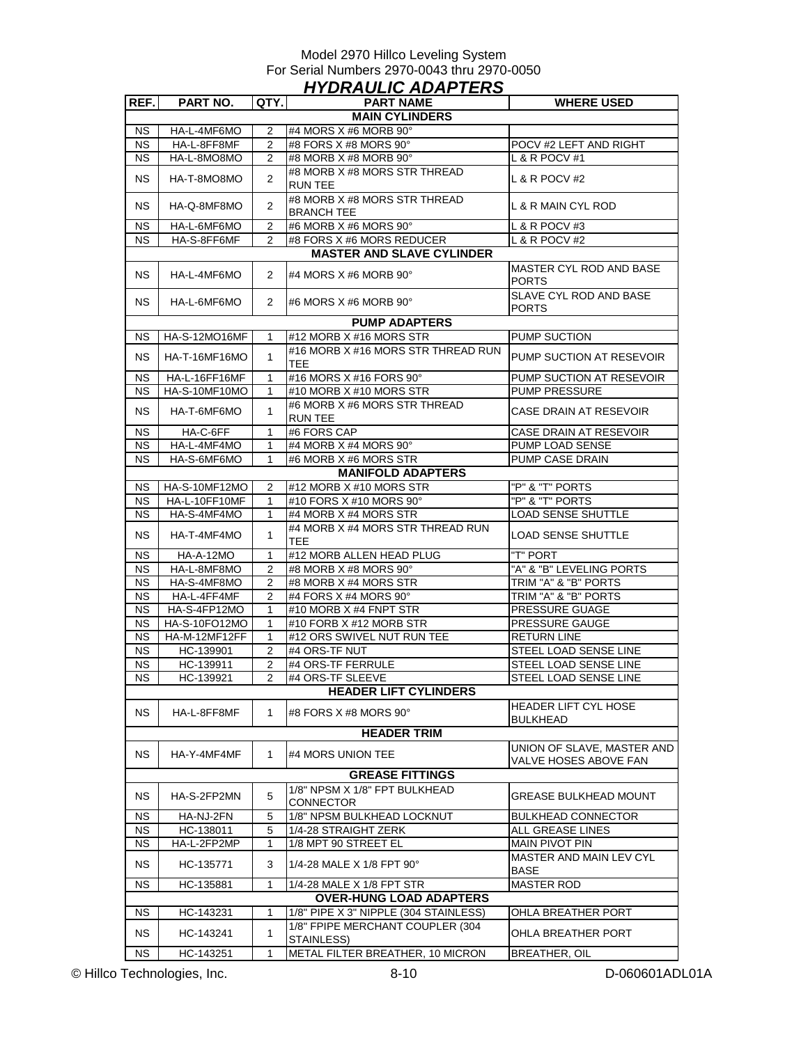Model 2970 Hillco Leveling System
For Serial Numbers 2970-0043 thru 2970-0050

# *HYDRAULIC ADAPTERS*

| REF. | PART NO. | QTY. | PART NAME | WHERE USED |
|---|---|---|---|---|
| | | | **MAIN CYLINDERS** | |
| NS | HA-L-4MF6MO | 2 | #4 MORS X #6 MORB 90° | |
| NS | HA-L-8FF8MF | 2 | #8 FORS X #8 MORS 90° | POCV #2 LEFT AND RIGHT |
| NS | HA-L-8MO8MO | 2 | #8 MORB X #8 MORB 90° | L & R POCV #1 |
| NS | HA-T-8MO8MO | 2 | #8 MORB X #8 MORS STR THREAD RUN TEE | L & R POCV #2 |
| NS | HA-Q-8MF8MO | 2 | #8 MORB X #8 MORS STR THREAD BRANCH TEE | L & R MAIN CYL ROD |
| NS | HA-L-6MF6MO | 2 | #6 MORB X #6 MORS 90° | L & R POCV #3 |
| NS | HA-S-8FF6MF | 2 | #8 FORS X #6 MORS REDUCER | L & R POCV #2 |
| | | | **MASTER AND SLAVE CYLINDER** | |
| NS | HA-L-4MF6MO | 2 | #4 MORS X #6 MORB 90° | MASTER CYL ROD AND BASE PORTS |
| NS | HA-L-6MF6MO | 2 | #6 MORS X #6 MORB 90° | SLAVE CYL ROD AND BASE PORTS |
| | | | **PUMP ADAPTERS** | |
| NS | HA-S-12MO16MF | 1 | #12 MORB X #16 MORS STR | PUMP SUCTION |
| NS | HA-T-16MF16MO | 1 | #16 MORB X #16 MORS STR THREAD RUN TEE | PUMP SUCTION AT RESEVOIR |
| NS | HA-L-16FF16MF | 1 | #16 MORS X #16 FORS 90° | PUMP SUCTION AT RESEVOIR |
| NS | HA-S-10MF10MO | 1 | #10 MORB X #10 MORS STR | PUMP PRESSURE |
| NS | HA-T-6MF6MO | 1 | #6 MORB X #6 MORS STR THREAD RUN TEE | CASE DRAIN AT RESEVOIR |
| NS | HA-C-6FF | 1 | #6 FORS CAP | CASE DRAIN AT RESEVOIR |
| NS | HA-L-4MF4MO | 1 | #4 MORB X #4 MORS 90° | PUMP LOAD SENSE |
| NS | HA-S-6MF6MO | 1 | #6 MORB X #6 MORS STR | PUMP CASE DRAIN |
| | | | **MANIFOLD ADAPTERS** | |
| NS | HA-S-10MF12MO | 2 | #12 MORB X #10 MORS STR | "P" & "T" PORTS |
| NS | HA-L-10FF10MF | 1 | #10 FORS X #10 MORS 90° | "P" & "T" PORTS |
| NS | HA-S-4MF4MO | 1 | #4 MORB X #4 MORS STR | LOAD SENSE SHUTTLE |
| NS | HA-T-4MF4MO | 1 | #4 MORB X #4 MORS STR THREAD RUN TEE | LOAD SENSE SHUTTLE |
| NS | HA-A-12MO | 1 | #12 MORB ALLEN HEAD PLUG | "T" PORT |
| NS | HA-L-8MF8MO | 2 | #8 MORB X #8 MORS 90° | "A" & "B" LEVELING PORTS |
| NS | HA-S-4MF8MO | 2 | #8 MORB X #4 MORS STR | TRIM "A" & "B" PORTS |
| NS | HA-L-4FF4MF | 2 | #4 FORS X #4 MORS 90° | TRIM "A" & "B" PORTS |
| NS | HA-S-4FP12MO | 1 | #10 MORB X #4 FNPT STR | PRESSURE GUAGE |
| NS | HA-S-10FO12MO | 1 | #10 FORB X #12 MORB STR | PRESSURE GAUGE |
| NS | HA-M-12MF12FF | 1 | #12 ORS SWIVEL NUT RUN TEE | RETURN LINE |
| NS | HC-139901 | 2 | #4 ORS-TF NUT | STEEL LOAD SENSE LINE |
| NS | HC-139911 | 2 | #4 ORS-TF FERRULE | STEEL LOAD SENSE LINE |
| NS | HC-139921 | 2 | #4 ORS-TF SLEEVE | STEEL LOAD SENSE LINE |
| | | | **HEADER LIFT CYLINDERS** | |
| NS | HA-L-8FF8MF | 1 | #8 FORS X #8 MORS 90° | HEADER LIFT CYL HOSE BULKHEAD |
| | | | **HEADER TRIM** | |
| NS | HA-Y-4MF4MF | 1 | #4 MORS UNION TEE | UNION OF SLAVE, MASTER AND VALVE HOSES ABOVE FAN |
| | | | **GREASE FITTINGS** | |
| NS | HA-S-2FP2MN | 5 | 1/8" NPSM X 1/8" FPT BULKHEAD CONNECTOR | GREASE BULKHEAD MOUNT |
| NS | HA-NJ-2FN | 5 | 1/8" NPSM BULKHEAD LOCKNUT | BULKHEAD CONNECTOR |
| NS | HC-138011 | 5 | 1/4-28 STRAIGHT ZERK | ALL GREASE LINES |
| NS | HA-L-2FP2MP | 1 | 1/8 MPT 90 STREET EL | MAIN PIVOT PIN |
| NS | HC-135771 | 3 | 1/4-28 MALE X 1/8 FPT 90° | MASTER AND MAIN LEV CYL BASE |
| NS | HC-135881 | 1 | 1/4-28 MALE X 1/8 FPT STR | MASTER ROD |
| | | | **OVER-HUNG LOAD ADAPTERS** | |
| NS | HC-143231 | 1 | 1/8" PIPE X 3" NIPPLE (304 STAINLESS) | OHLA BREATHER PORT |
| NS | HC-143241 | 1 | 1/8" FPIPE MERCHANT COUPLER (304 STAINLESS) | OHLA BREATHER PORT |
| NS | HC-143251 | 1 | METAL FILTER BREATHER, 10 MICRON | BREATHER, OIL |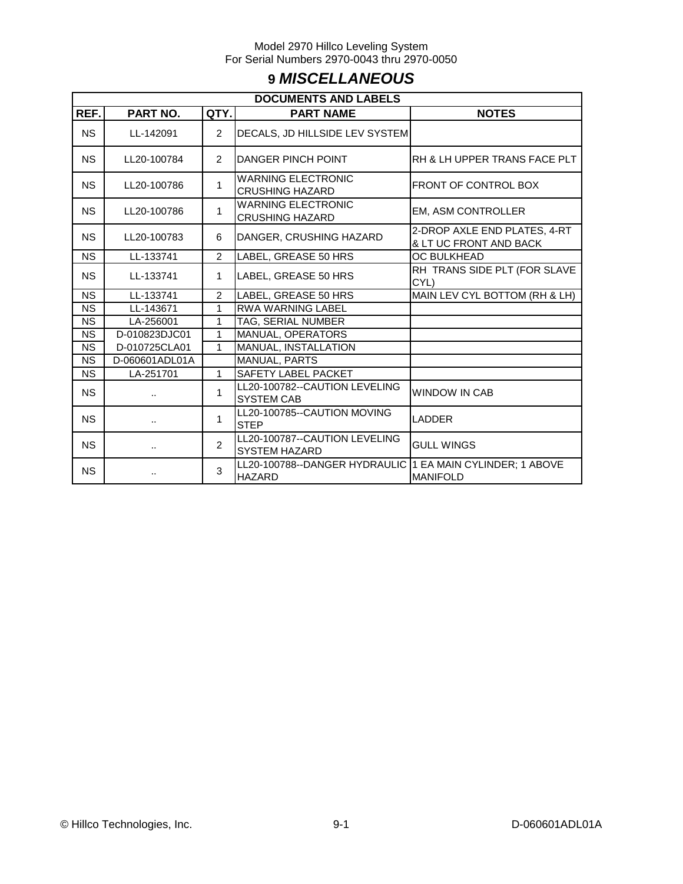# 9 *MISCELLANEOUS*

| DOCUMENTS AND LABELS | | | | |
|---|---|---|---|---|
| **REF.** | **PART NO.** | **QTY.** | **PART NAME** | **NOTES** |
| NS | LL-142091 | 2 | DECALS, JD HILLSIDE LEV SYSTEM | |
| NS | LL20-100784 | 2 | DANGER PINCH POINT | RH & LH UPPER TRANS FACE PLT |
| NS | LL20-100786 | 1 | WARNING ELECTRONIC CRUSHING HAZARD | FRONT OF CONTROL BOX |
| NS | LL20-100786 | 1 | WARNING ELECTRONIC CRUSHING HAZARD | EM, ASM CONTROLLER |
| NS | LL20-100783 | 6 | DANGER, CRUSHING HAZARD | 2-DROP AXLE END PLATES, 4-RT & LT UC FRONT AND BACK |
| NS | LL-133741 | 2 | LABEL, GREASE 50 HRS | OC BULKHEAD |
| NS | LL-133741 | 1 | LABEL, GREASE 50 HRS | RH TRANS SIDE PLT (FOR SLAVE CYL) |
| NS | LL-133741 | 2 | LABEL, GREASE 50 HRS | MAIN LEV CYL BOTTOM (RH & LH) |
| NS | LL-143671 | 1 | RWA WARNING LABEL | |
| NS | LA-256001 | 1 | TAG, SERIAL NUMBER | |
| NS | D-010823DJC01 | 1 | MANUAL, OPERATORS | |
| NS | D-010725CLA01 | 1 | MANUAL, INSTALLATION | |
| NS | D-060601ADL01A | | MANUAL, PARTS | |
| NS | LA-251701 | 1 | SAFETY LABEL PACKET | |
| NS | .. | 1 | LL20-100782--CAUTION LEVELING SYSTEM CAB | WINDOW IN CAB |
| NS | .. | 1 | LL20-100785--CAUTION MOVING STEP | LADDER |
| NS | .. | 2 | LL20-100787--CAUTION LEVELING SYSTEM HAZARD | GULL WINGS |
| NS | .. | 3 | LL20-100788--DANGER HYDRAULIC HAZARD | 1 EA MAIN CYLINDER; 1 ABOVE MANIFOLD |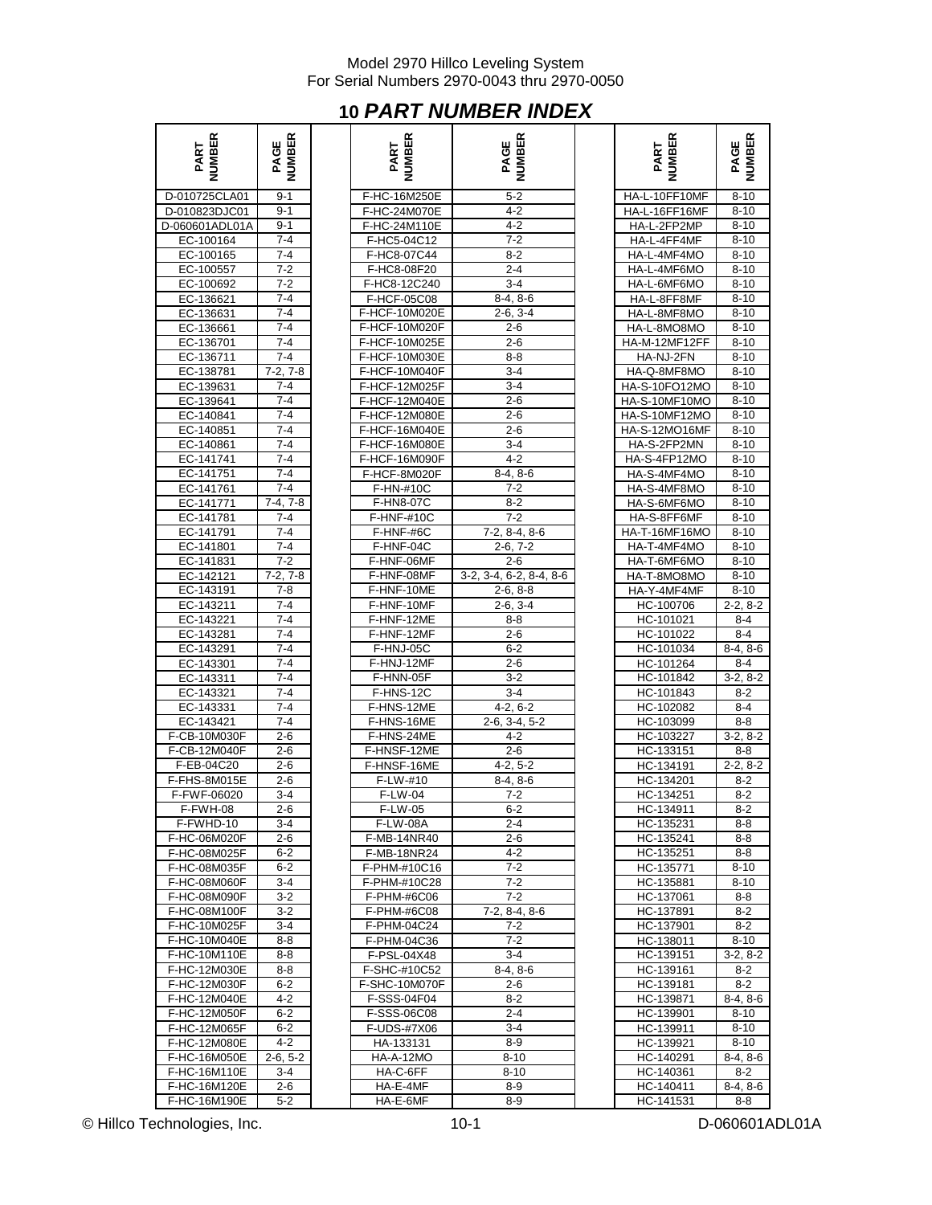# 10 *PART NUMBER INDEX*

| PART NUMBER | PAGE NUMBER | | PART NUMBER | PAGE NUMBER | | PART NUMBER | PAGE NUMBER |
|---|---|---|---|---|---|---|---|
| D-010725CLA01 | 9-1 | | F-HC-16M250E | 5-2 | | HA-L-10FF10MF | 8-10 |
| D-010823DJC01 | 9-1 | | F-HC-24M070E | 4-2 | | HA-L-16FF16MF | 8-10 |
| D-060601ADL01A | 9-1 | | F-HC-24M110E | 4-2 | | HA-L-2FP2MP | 8-10 |
| EC-100164 | 7-4 | | F-HC5-04C12 | 7-2 | | HA-L-4FF4MF | 8-10 |
| EC-100165 | 7-4 | | F-HC8-07C44 | 8-2 | | HA-L-4MF4MO | 8-10 |
| EC-100557 | 7-2 | | F-HC8-08F20 | 2-4 | | HA-L-4MF6MO | 8-10 |
| EC-100692 | 7-2 | | F-HC8-12C240 | 3-4 | | HA-L-6MF6MO | 8-10 |
| EC-136621 | 7-4 | | F-HCF-05C08 | 8-4, 8-6 | | HA-L-8FF8MF | 8-10 |
| EC-136631 | 7-4 | | F-HCF-10M020E | 2-6, 3-4 | | HA-L-8MF8MO | 8-10 |
| EC-136661 | 7-4 | | F-HCF-10M020F | 2-6 | | HA-L-8MO8MO | 8-10 |
| EC-136701 | 7-4 | | F-HCF-10M025E | 2-6 | | HA-M-12MF12FF | 8-10 |
| EC-136711 | 7-4 | | F-HCF-10M030E | 8-8 | | HA-NJ-2FN | 8-10 |
| EC-138781 | 7-2, 7-8 | | F-HCF-10M040F | 3-4 | | HA-Q-8MF8MO | 8-10 |
| EC-139631 | 7-4 | | F-HCF-12M025F | 3-4 | | HA-S-10FO12MO | 8-10 |
| EC-139641 | 7-4 | | F-HCF-12M040E | 2-6 | | HA-S-10MF10MO | 8-10 |
| EC-140841 | 7-4 | | F-HCF-12M080E | 2-6 | | HA-S-10MF12MO | 8-10 |
| EC-140851 | 7-4 | | F-HCF-16M040E | 2-6 | | HA-S-12MO16MF | 8-10 |
| EC-140861 | 7-4 | | F-HCF-16M080E | 3-4 | | HA-S-2FP2MN | 8-10 |
| EC-141741 | 7-4 | | F-HCF-16M090F | 4-2 | | HA-S-4FP12MO | 8-10 |
| EC-141751 | 7-4 | | F-HCF-8M020F | 8-4, 8-6 | | HA-S-4MF4MO | 8-10 |
| EC-141761 | 7-4 | | F-HN-#10C | 7-2 | | HA-S-4MF8MO | 8-10 |
| EC-141771 | 7-4, 7-8 | | F-HN8-07C | 8-2 | | HA-S-6MF6MO | 8-10 |
| EC-141781 | 7-4 | | F-HNF-#10C | 7-2 | | HA-S-8FF6MF | 8-10 |
| EC-141791 | 7-4 | | F-HNF-#6C | 7-2, 8-4, 8-6 | | HA-T-16MF16MO | 8-10 |
| EC-141801 | 7-4 | | F-HNF-04C | 2-6, 7-2 | | HA-T-4MF4MO | 8-10 |
| EC-141831 | 7-2 | | F-HNF-06MF | 2-6 | | HA-T-6MF6MO | 8-10 |
| EC-142121 | 7-2, 7-8 | | F-HNF-08MF | 3-2, 3-4, 6-2, 8-4, 8-6 | | HA-T-8MO8MO | 8-10 |
| EC-143191 | 7-8 | | F-HNF-10ME | 2-6, 8-8 | | HA-Y-4MF4MF | 8-10 |
| EC-143211 | 7-4 | | F-HNF-10MF | 2-6, 3-4 | | HC-100706 | 2-2, 8-2 |
| EC-143221 | 7-4 | | F-HNF-12ME | 8-8 | | HC-101021 | 8-4 |
| EC-143281 | 7-4 | | F-HNF-12MF | 2-6 | | HC-101022 | 8-4 |
| EC-143291 | 7-4 | | F-HNJ-05C | 6-2 | | HC-101034 | 8-4, 8-6 |
| EC-143301 | 7-4 | | F-HNJ-12MF | 2-6 | | HC-101264 | 8-4 |
| EC-143311 | 7-4 | | F-HNN-05F | 3-2 | | HC-101842 | 3-2, 8-2 |
| EC-143321 | 7-4 | | F-HNS-12C | 3-4 | | HC-101843 | 8-2 |
| EC-143331 | 7-4 | | F-HNS-12ME | 4-2, 6-2 | | HC-102082 | 8-4 |
| EC-143421 | 7-4 | | F-HNS-16ME | 2-6, 3-4, 5-2 | | HC-103099 | 8-8 |
| F-CB-10M030F | 2-6 | | F-HNS-24ME | 4-2 | | HC-103227 | 3-2, 8-2 |
| F-CB-12M040F | 2-6 | | F-HNSF-12ME | 2-6 | | HC-133151 | 8-8 |
| F-EB-04C20 | 2-6 | | F-HNSF-16ME | 4-2, 5-2 | | HC-134191 | 2-2, 8-2 |
| F-FHS-8M015E | 2-6 | | F-LW-#10 | 8-4, 8-6 | | HC-134201 | 8-2 |
| F-FWF-06020 | 3-4 | | F-LW-04 | 7-2 | | HC-134251 | 8-2 |
| F-FWH-08 | 2-6 | | F-LW-05 | 6-2 | | HC-134911 | 8-2 |
| F-FWHD-10 | 3-4 | | F-LW-08A | 2-4 | | HC-135231 | 8-8 |
| F-HC-06M020F | 2-6 | | F-MB-14NR40 | 2-6 | | HC-135241 | 8-8 |
| F-HC-08M025F | 6-2 | | F-MB-18NR24 | 4-2 | | HC-135251 | 8-8 |
| F-HC-08M035F | 6-2 | | F-PHM-#10C16 | 7-2 | | HC-135771 | 8-10 |
| F-HC-08M060F | 3-4 | | F-PHM-#10C28 | 7-2 | | HC-135881 | 8-10 |
| F-HC-08M090F | 3-2 | | F-PHM-#6C06 | 7-2 | | HC-137061 | 8-8 |
| F-HC-08M100F | 3-2 | | F-PHM-#6C08 | 7-2, 8-4, 8-6 | | HC-137891 | 8-2 |
| F-HC-10M025F | 3-4 | | F-PHM-04C24 | 7-2 | | HC-137901 | 8-2 |
| F-HC-10M040E | 8-8 | | F-PHM-04C36 | 7-2 | | HC-138011 | 8-10 |
| F-HC-10M110E | 8-8 | | F-PSL-04X48 | 3-4 | | HC-139151 | 3-2, 8-2 |
| F-HC-12M030E | 8-8 | | F-SHC-#10C52 | 8-4, 8-6 | | HC-139161 | 8-2 |
| F-HC-12M030F | 6-2 | | F-SHC-10M070F | 2-6 | | HC-139181 | 8-2 |
| F-HC-12M040E | 4-2 | | F-SSS-04F04 | 8-2 | | HC-139871 | 8-4, 8-6 |
| F-HC-12M050F | 6-2 | | F-SSS-06C08 | 2-4 | | HC-139901 | 8-10 |
| F-HC-12M065F | 6-2 | | F-UDS-#7X06 | 3-4 | | HC-139911 | 8-10 |
| F-HC-12M080E | 4-2 | | HA-133131 | 8-9 | | HC-139921 | 8-10 |
| F-HC-16M050E | 2-6, 5-2 | | HA-A-12MO | 8-10 | | HC-140291 | 8-4, 8-6 |
| F-HC-16M110E | 3-4 | | HA-C-6FF | 8-10 | | HC-140361 | 8-2 |
| F-HC-16M120E | 2-6 | | HA-E-4MF | 8-9 | | HC-140411 | 8-4, 8-6 |
| F-HC-16M190E | 5-2 | | HA-E-6MF | 8-9 | | HC-141531 | 8-8 |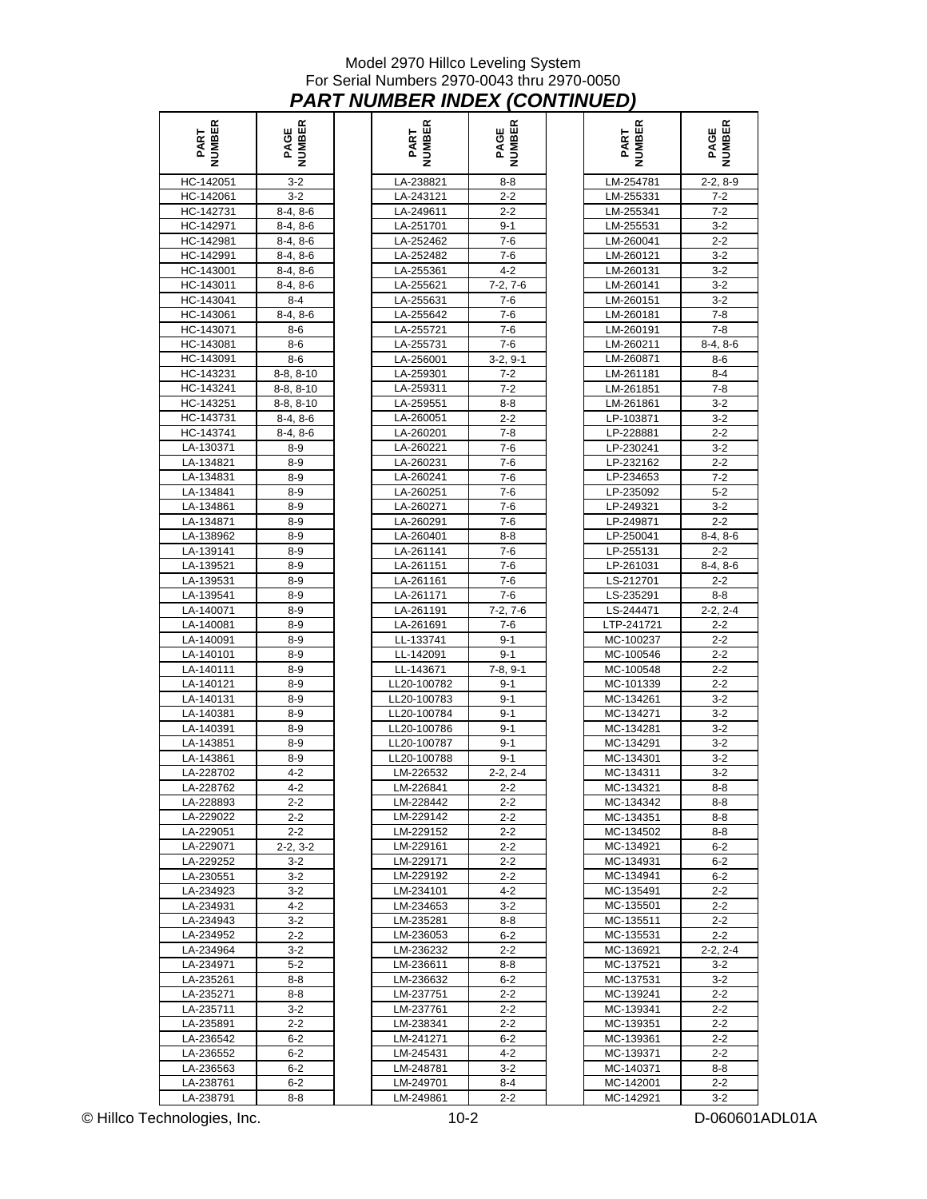Model 2970 Hillco Leveling System
For Serial Numbers 2970-0043 thru 2970-0050

# *PART NUMBER INDEX (CONTINUED)*

| PART NUMBER | PAGE NUMBER | | PART NUMBER | PAGE NUMBER | | PART NUMBER | PAGE NUMBER |
|---|---|---|---|---|---|---|---|
| HC-142051 | 3-2 | | LA-238821 | 8-8 | | LM-254781 | 2-2, 8-9 |
| HC-142061 | 3-2 | | LA-243121 | 2-2 | | LM-255331 | 7-2 |
| HC-142731 | 8-4, 8-6 | | LA-249611 | 2-2 | | LM-255341 | 7-2 |
| HC-142971 | 8-4, 8-6 | | LA-251701 | 9-1 | | LM-255531 | 3-2 |
| HC-142981 | 8-4, 8-6 | | LA-252462 | 7-6 | | LM-260041 | 2-2 |
| HC-142991 | 8-4, 8-6 | | LA-252482 | 7-6 | | LM-260121 | 3-2 |
| HC-143001 | 8-4, 8-6 | | LA-255361 | 4-2 | | LM-260131 | 3-2 |
| HC-143011 | 8-4, 8-6 | | LA-255621 | 7-2, 7-6 | | LM-260141 | 3-2 |
| HC-143041 | 8-4 | | LA-255631 | 7-6 | | LM-260151 | 3-2 |
| HC-143061 | 8-4, 8-6 | | LA-255642 | 7-6 | | LM-260181 | 7-8 |
| HC-143071 | 8-6 | | LA-255721 | 7-6 | | LM-260191 | 7-8 |
| HC-143081 | 8-6 | | LA-255731 | 7-6 | | LM-260211 | 8-4, 8-6 |
| HC-143091 | 8-6 | | LA-256001 | 3-2, 9-1 | | LM-260871 | 8-6 |
| HC-143231 | 8-8, 8-10 | | LA-259301 | 7-2 | | LM-261181 | 8-4 |
| HC-143241 | 8-8, 8-10 | | LA-259311 | 7-2 | | LM-261851 | 7-8 |
| HC-143251 | 8-8, 8-10 | | LA-259551 | 8-8 | | LM-261861 | 3-2 |
| HC-143731 | 8-4, 8-6 | | LA-260051 | 2-2 | | LP-103871 | 3-2 |
| HC-143741 | 8-4, 8-6 | | LA-260201 | 7-8 | | LP-228881 | 2-2 |
| LA-130371 | 8-9 | | LA-260221 | 7-6 | | LP-230241 | 3-2 |
| LA-134821 | 8-9 | | LA-260231 | 7-6 | | LP-232162 | 2-2 |
| LA-134831 | 8-9 | | LA-260241 | 7-6 | | LP-234653 | 7-2 |
| LA-134841 | 8-9 | | LA-260251 | 7-6 | | LP-235092 | 5-2 |
| LA-134861 | 8-9 | | LA-260271 | 7-6 | | LP-249321 | 3-2 |
| LA-134871 | 8-9 | | LA-260291 | 7-6 | | LP-249871 | 2-2 |
| LA-138962 | 8-9 | | LA-260401 | 8-8 | | LP-250041 | 8-4, 8-6 |
| LA-139141 | 8-9 | | LA-261141 | 7-6 | | LP-255131 | 2-2 |
| LA-139521 | 8-9 | | LA-261151 | 7-6 | | LP-261031 | 8-4, 8-6 |
| LA-139531 | 8-9 | | LA-261161 | 7-6 | | LS-212701 | 2-2 |
| LA-139541 | 8-9 | | LA-261171 | 7-6 | | LS-235291 | 8-8 |
| LA-140071 | 8-9 | | LA-261191 | 7-2, 7-6 | | LS-244471 | 2-2, 2-4 |
| LA-140081 | 8-9 | | LA-261691 | 7-6 | | LTP-241721 | 2-2 |
| LA-140091 | 8-9 | | LL-133741 | 9-1 | | MC-100237 | 2-2 |
| LA-140101 | 8-9 | | LL-142091 | 9-1 | | MC-100546 | 2-2 |
| LA-140111 | 8-9 | | LL-143671 | 7-8, 9-1 | | MC-100548 | 2-2 |
| LA-140121 | 8-9 | | LL20-100782 | 9-1 | | MC-101339 | 2-2 |
| LA-140131 | 8-9 | | LL20-100783 | 9-1 | | MC-134261 | 3-2 |
| LA-140381 | 8-9 | | LL20-100784 | 9-1 | | MC-134271 | 3-2 |
| LA-140391 | 8-9 | | LL20-100786 | 9-1 | | MC-134281 | 3-2 |
| LA-143851 | 8-9 | | LL20-100787 | 9-1 | | MC-134291 | 3-2 |
| LA-143861 | 8-9 | | LL20-100788 | 9-1 | | MC-134301 | 3-2 |
| LA-228702 | 4-2 | | LM-226532 | 2-2, 2-4 | | MC-134311 | 3-2 |
| LA-228762 | 4-2 | | LM-226841 | 2-2 | | MC-134321 | 8-8 |
| LA-228893 | 2-2 | | LM-228442 | 2-2 | | MC-134342 | 8-8 |
| LA-229022 | 2-2 | | LM-229142 | 2-2 | | MC-134351 | 8-8 |
| LA-229051 | 2-2 | | LM-229152 | 2-2 | | MC-134502 | 8-8 |
| LA-229071 | 2-2, 3-2 | | LM-229161 | 2-2 | | MC-134921 | 6-2 |
| LA-229252 | 3-2 | | LM-229171 | 2-2 | | MC-134931 | 6-2 |
| LA-230551 | 3-2 | | LM-229192 | 2-2 | | MC-134941 | 6-2 |
| LA-234923 | 3-2 | | LM-234101 | 4-2 | | MC-135491 | 2-2 |
| LA-234931 | 4-2 | | LM-234653 | 3-2 | | MC-135501 | 2-2 |
| LA-234943 | 3-2 | | LM-235281 | 8-8 | | MC-135511 | 2-2 |
| LA-234952 | 2-2 | | LM-236053 | 6-2 | | MC-135531 | 2-2 |
| LA-234964 | 3-2 | | LM-236232 | 2-2 | | MC-136921 | 2-2, 2-4 |
| LA-234971 | 5-2 | | LM-236611 | 8-8 | | MC-137521 | 3-2 |
| LA-235261 | 8-8 | | LM-236632 | 6-2 | | MC-137531 | 3-2 |
| LA-235271 | 8-8 | | LM-237751 | 2-2 | | MC-139241 | 2-2 |
| LA-235711 | 3-2 | | LM-237761 | 2-2 | | MC-139341 | 2-2 |
| LA-235891 | 2-2 | | LM-238341 | 2-2 | | MC-139351 | 2-2 |
| LA-236542 | 6-2 | | LM-241271 | 6-2 | | MC-139361 | 2-2 |
| LA-236552 | 6-2 | | LM-245431 | 4-2 | | MC-139371 | 2-2 |
| LA-236563 | 6-2 | | LM-248781 | 3-2 | | MC-140371 | 8-8 |
| LA-238761 | 6-2 | | LM-249701 | 8-4 | | MC-142001 | 2-2 |
| LA-238791 | 8-8 | | LM-249861 | 2-2 | | MC-142921 | 3-2 |

© Hillco Technologies, Inc. D-060601ADL01A